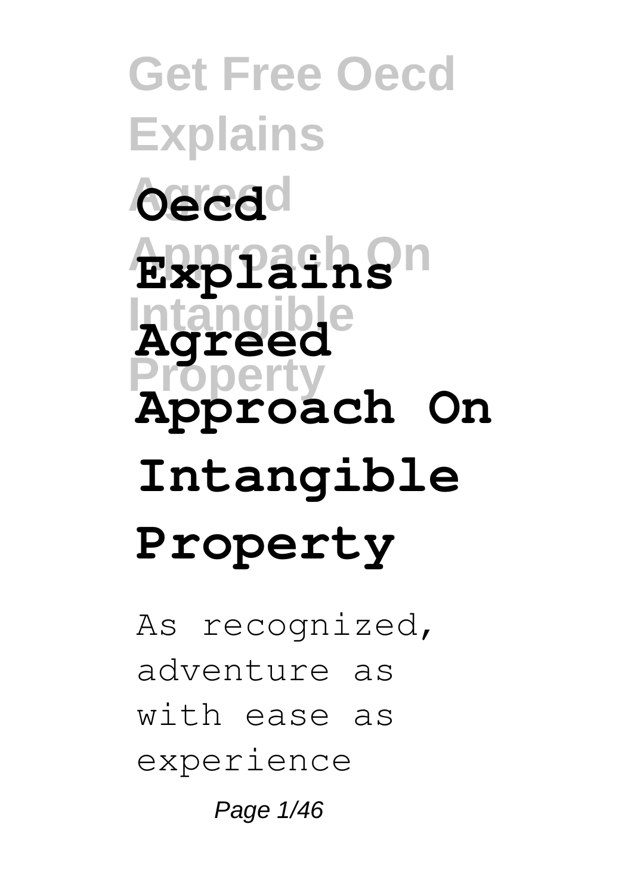# Oecd Explains Agreed Approach On Intangible Property

As recognized, adventure as with ease as experience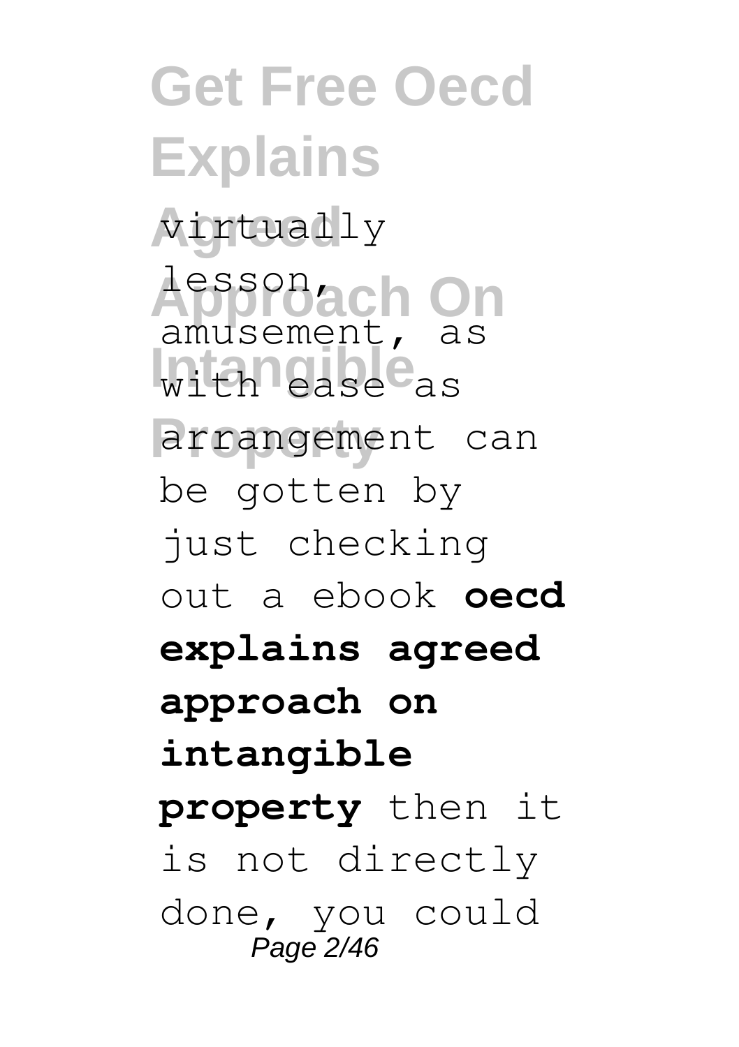virtually lesson, amusement, as with ease as arrangement can be gotten by just checking out a ebook **oecd explains agreed approach on intangible property** then it is not directly done, you could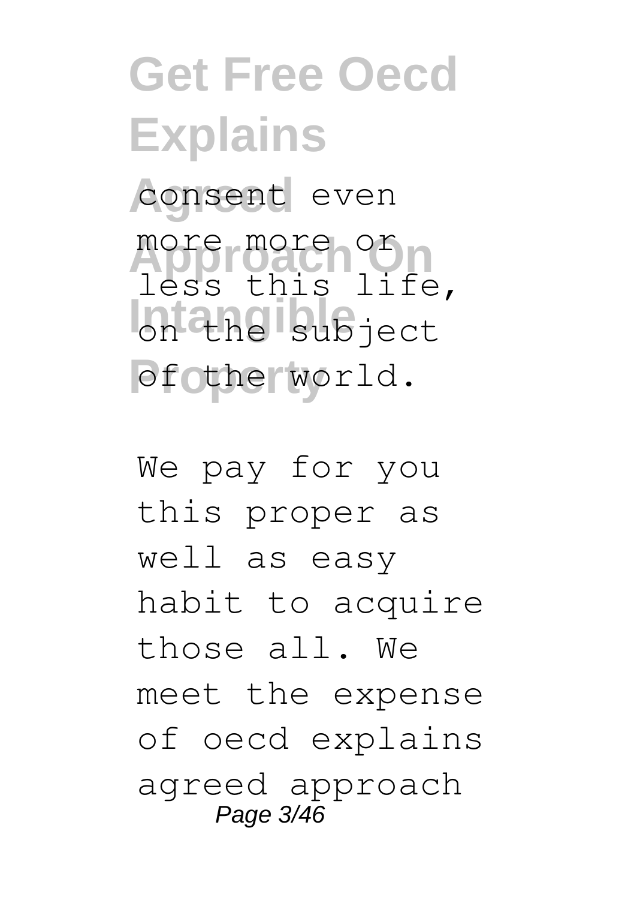consent even more more or less this life, on the subject of the world.

We pay for you this proper as well as easy habit to acquire those all. We meet the expense of oecd explains agreed approach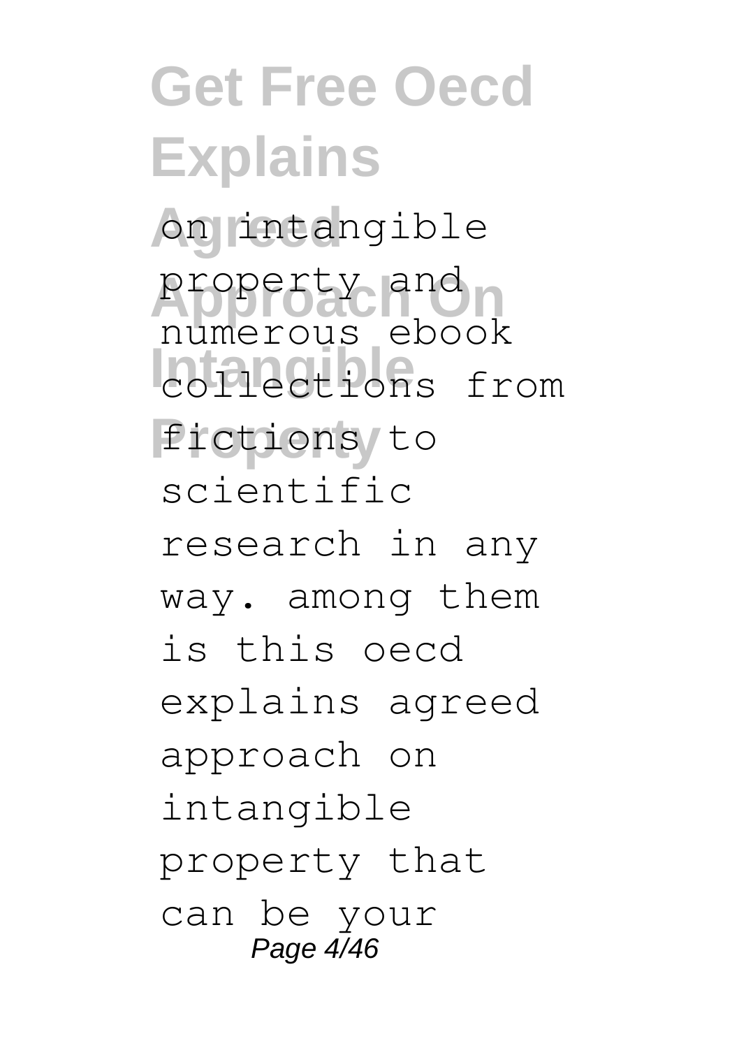on intangible property and numerous ebook collections from fictions to scientific research in any way. among them is this oecd explains agreed approach on intangible property that can be your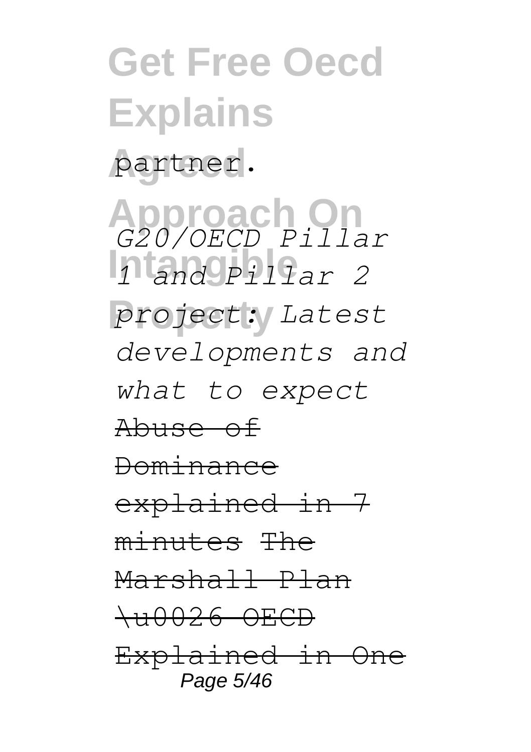partner.

*G20/OECD Pillar 1 and Pillar 2 project: Latest developments and what to expect*

~~Abuse of Dominance explained in 7 minutes~~ ~~The Marshall Plan \u0026 OECD Explained in One~~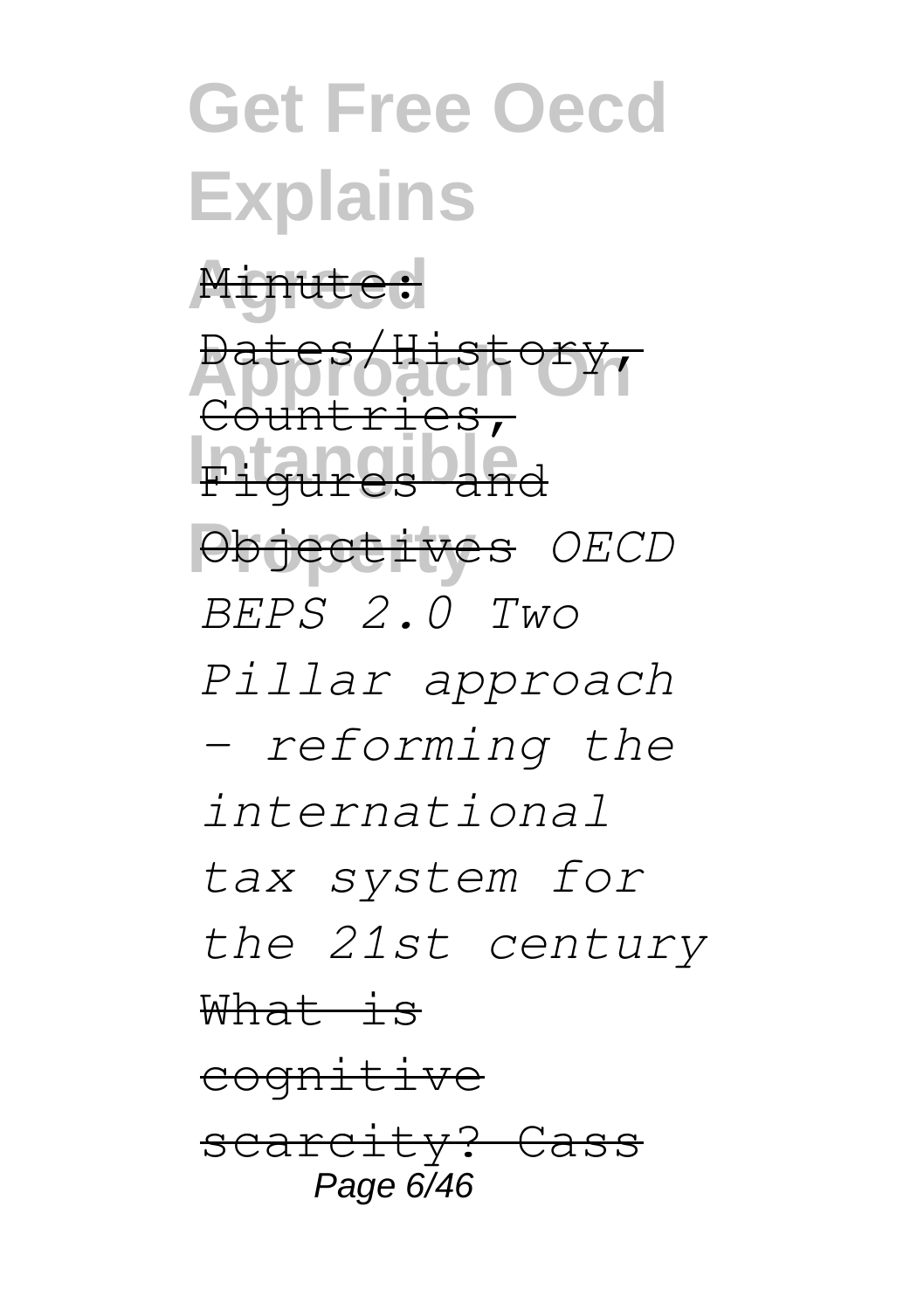Minute: Dates/History, Countries, Figures and Objectives *OECD BEPS 2.0 Two Pillar approach - reforming the international tax system for the 21st century* What is cognitive scarcity? Cass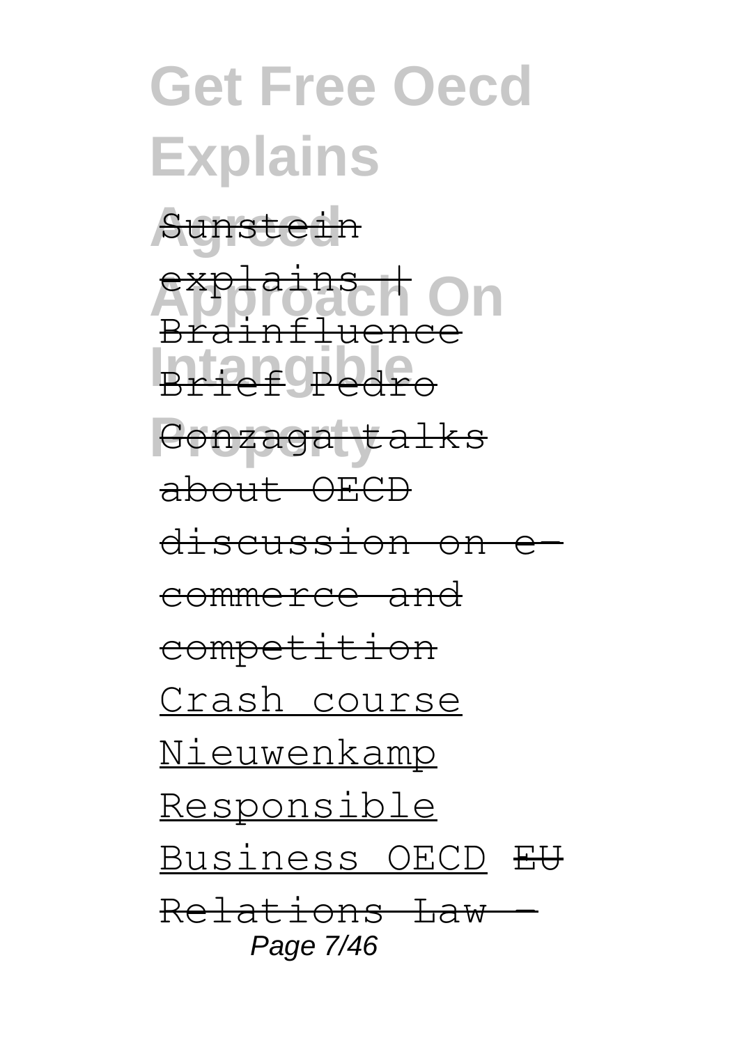Sunstein explains | Brainfluence Brief Pedro Gonzaga talks about OECD discussion on e-commerce and competition Crash course Nieuwenkamp Responsible Business OECD EU Relations Law -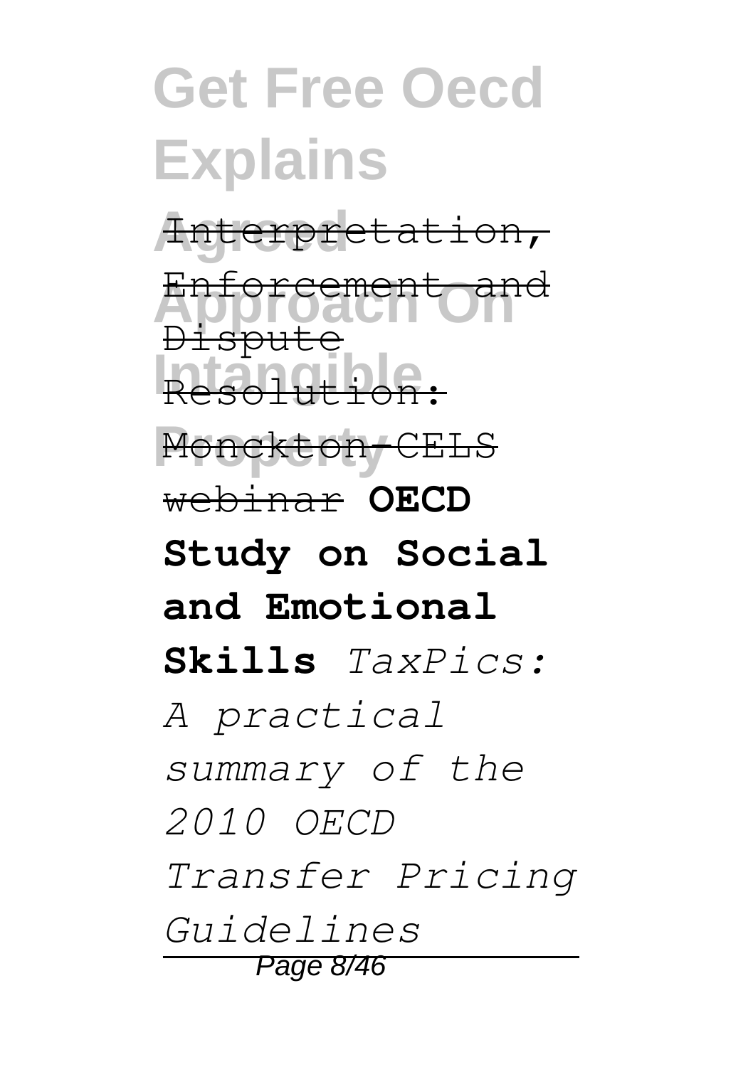Interpretation, Enforcement and Dispute Resolution: Monckton-CELS webinar **OECD Study on Social and Emotional Skills** *TaxPics: A practical summary of the 2010 OECD Transfer Pricing Guidelines*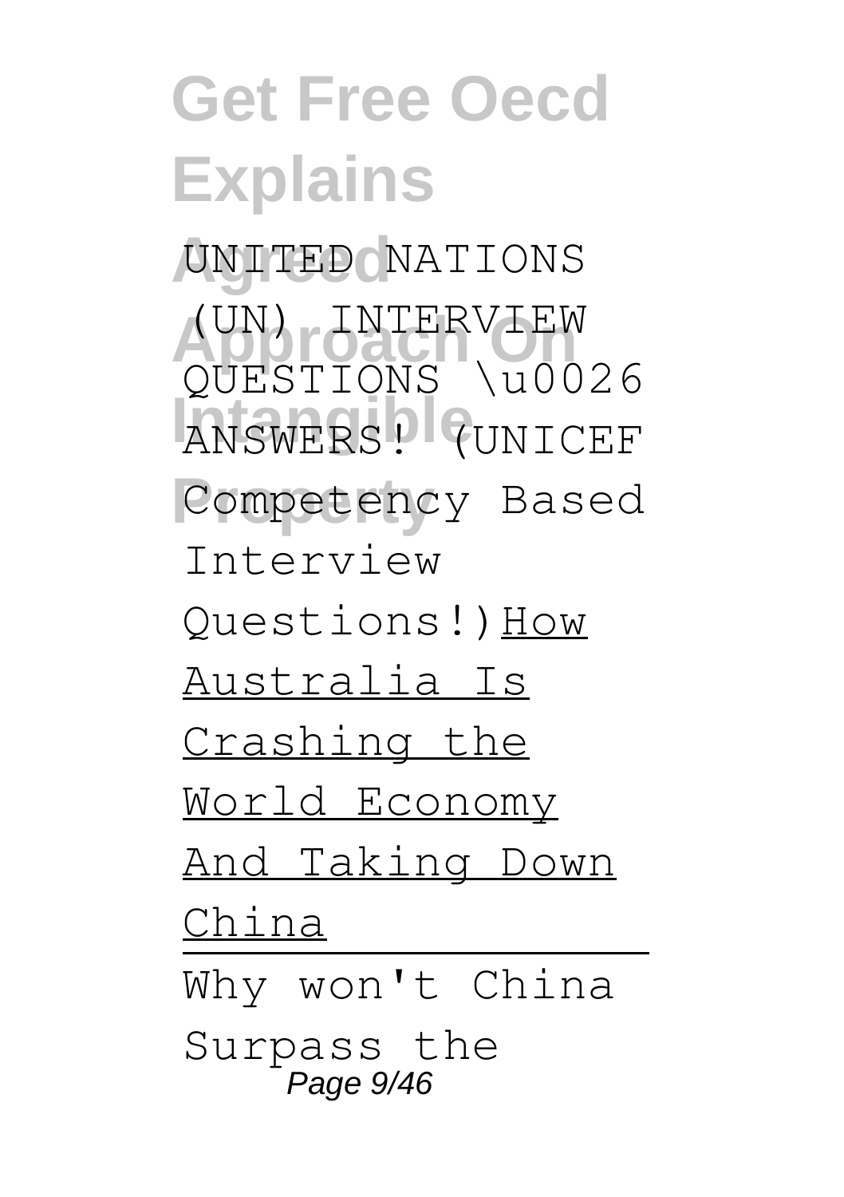UNITED NATIONS (UN) INTERVIEW QUESTIONS \u0026 ANSWERS! (UNICEF Competency Based Interview Questions!) How Australia Is Crashing the World Economy And Taking Down China

Why won't China Surpass the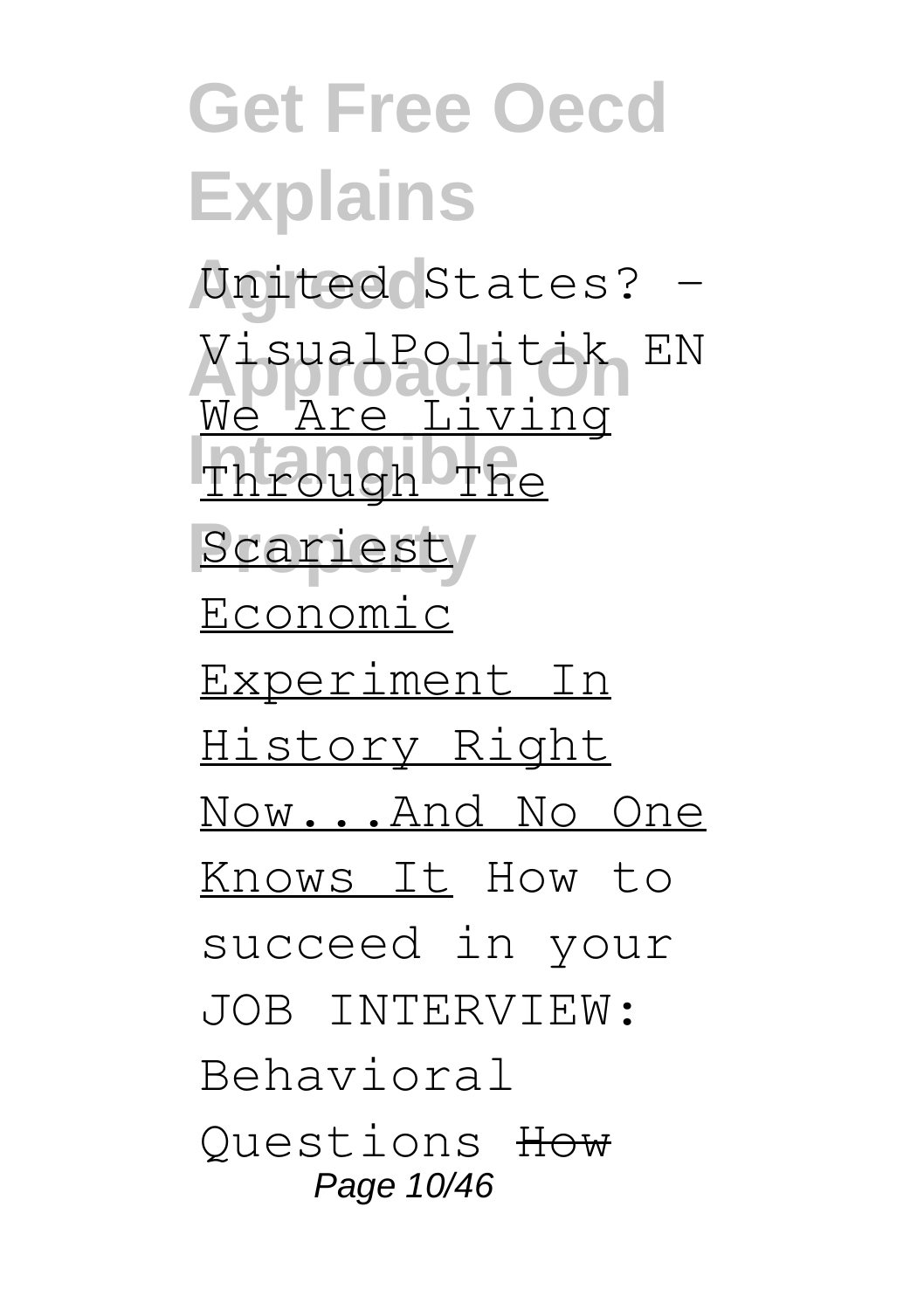United States? - VisualPolitik EN We Are Living Through The Scariest Economic Experiment In History Right Now...And No One Knows It How to succeed in your JOB INTERVIEW: Behavioral Questions ~~How~~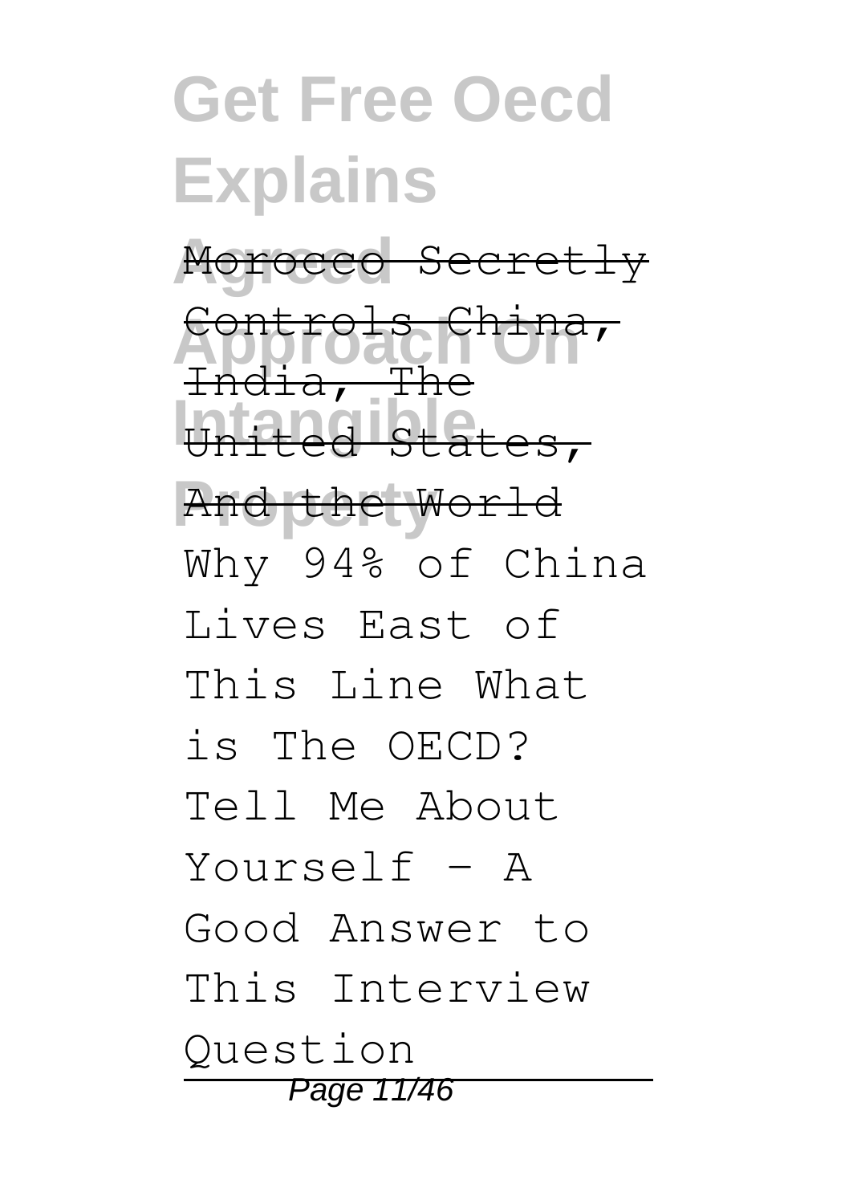Morocco Secretly Controls China, India, The United States, And the World

Why 94% of China Lives East of This Line What is The OECD? Tell Me About Yourself - A Good Answer to This Interview Question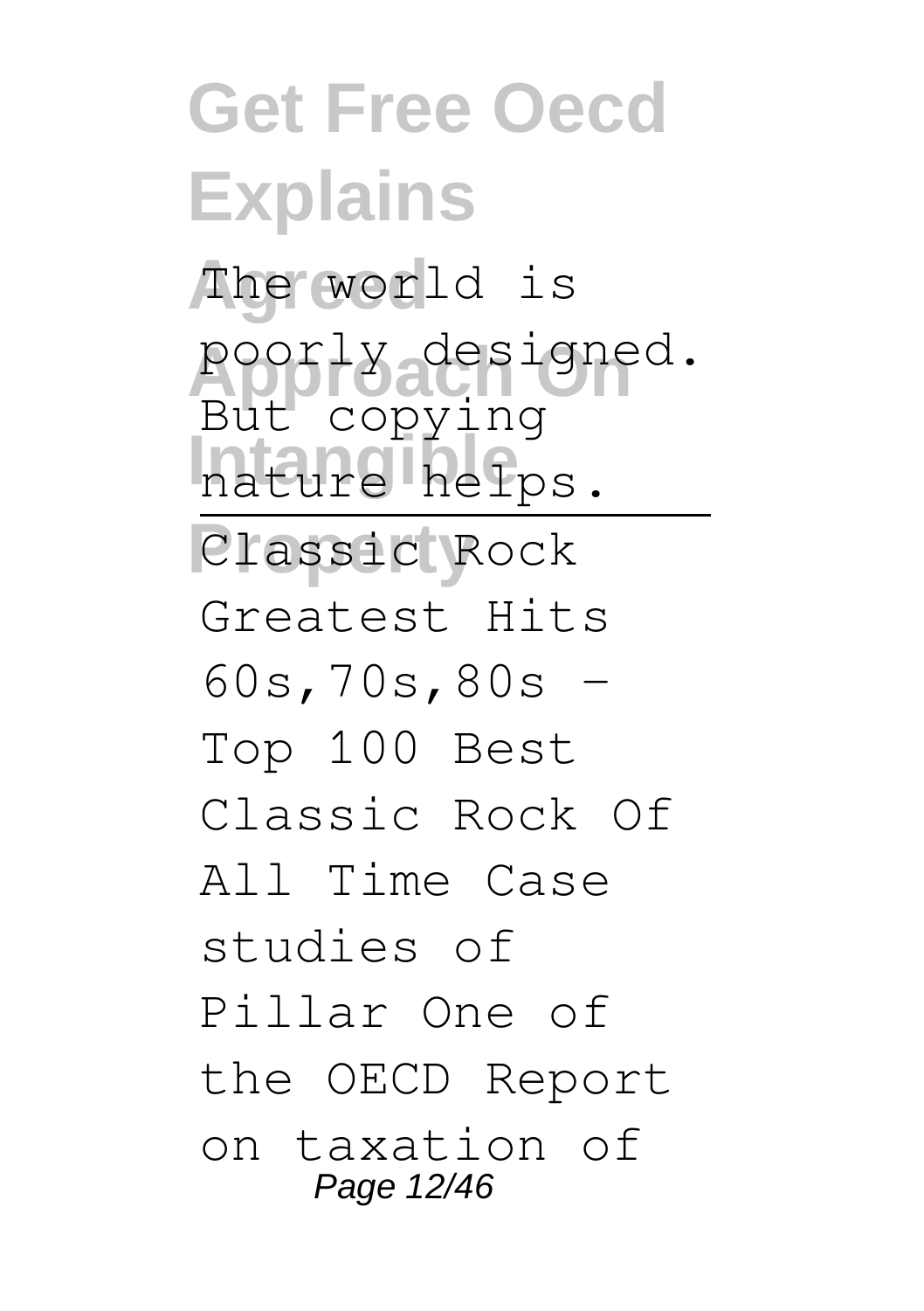The world is poorly designed. But copying nature helps.

---

Classic Rock Greatest Hits 60s,70s,80s - Top 100 Best Classic Rock Of All Time Case studies of Pillar One of the OECD Report on taxation of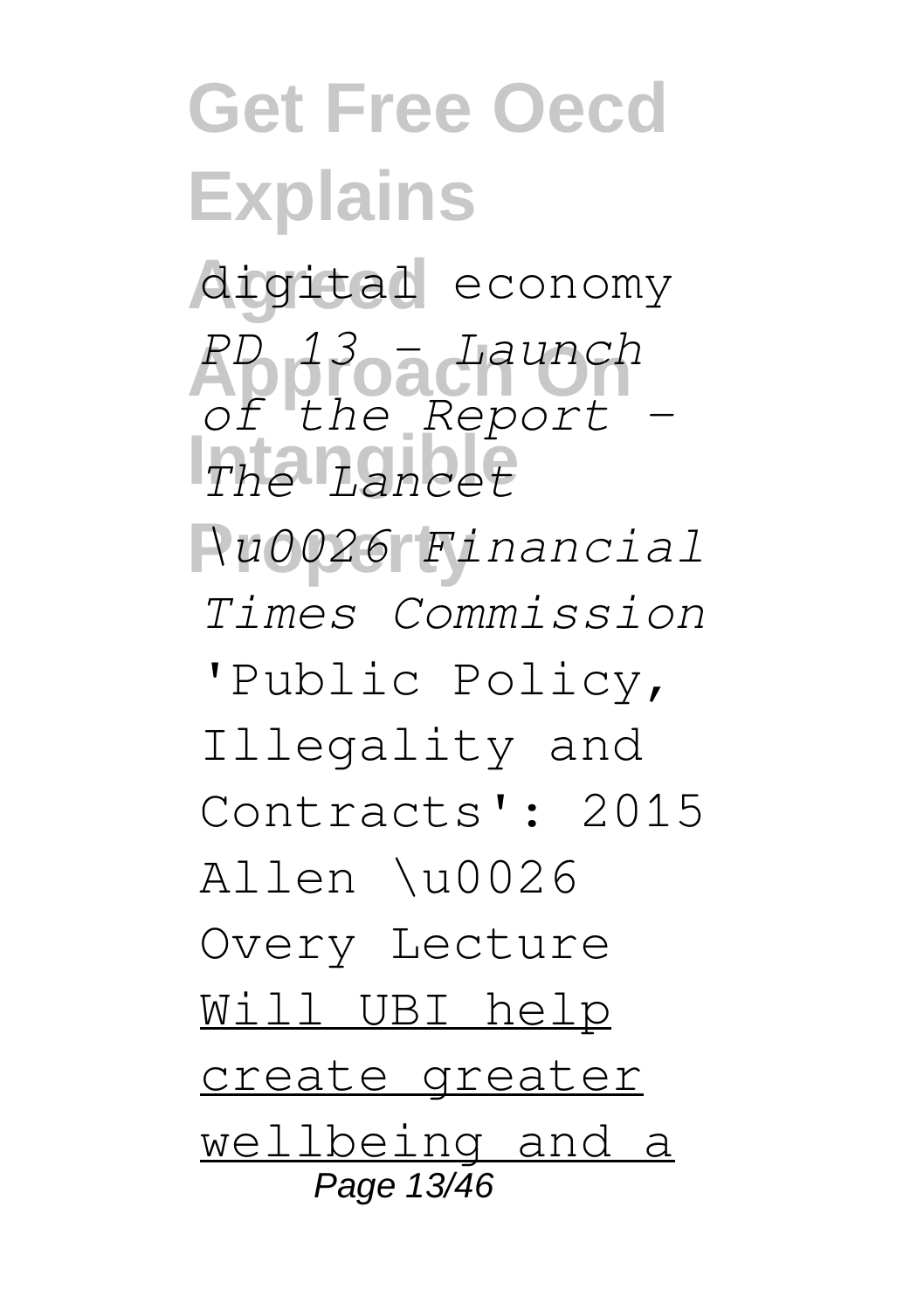digital economy

*PD 13 - Launch of the Report - The Lancet \u0026 Financial Times Commission*

'Public Policy, Illegality and Contracts': 2015 Allen \u0026 Overy Lecture

Will UBI help create greater wellbeing and a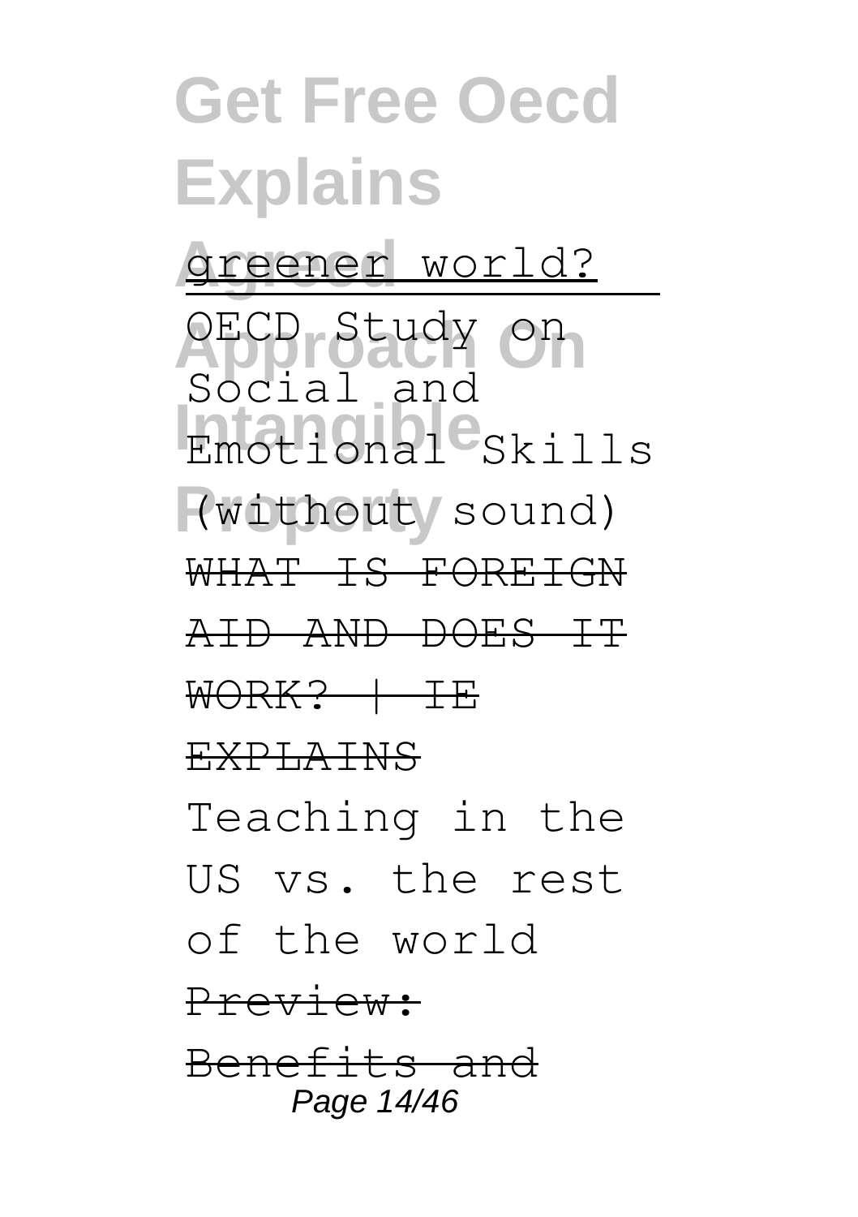greener world?

OECD Study on Social and Emotional Skills (without sound)

WHAT IS FOREIGN AID AND DOES IT WORK? | IE EXPLAINS

Teaching in the US vs. the rest of the world

Preview: Benefits and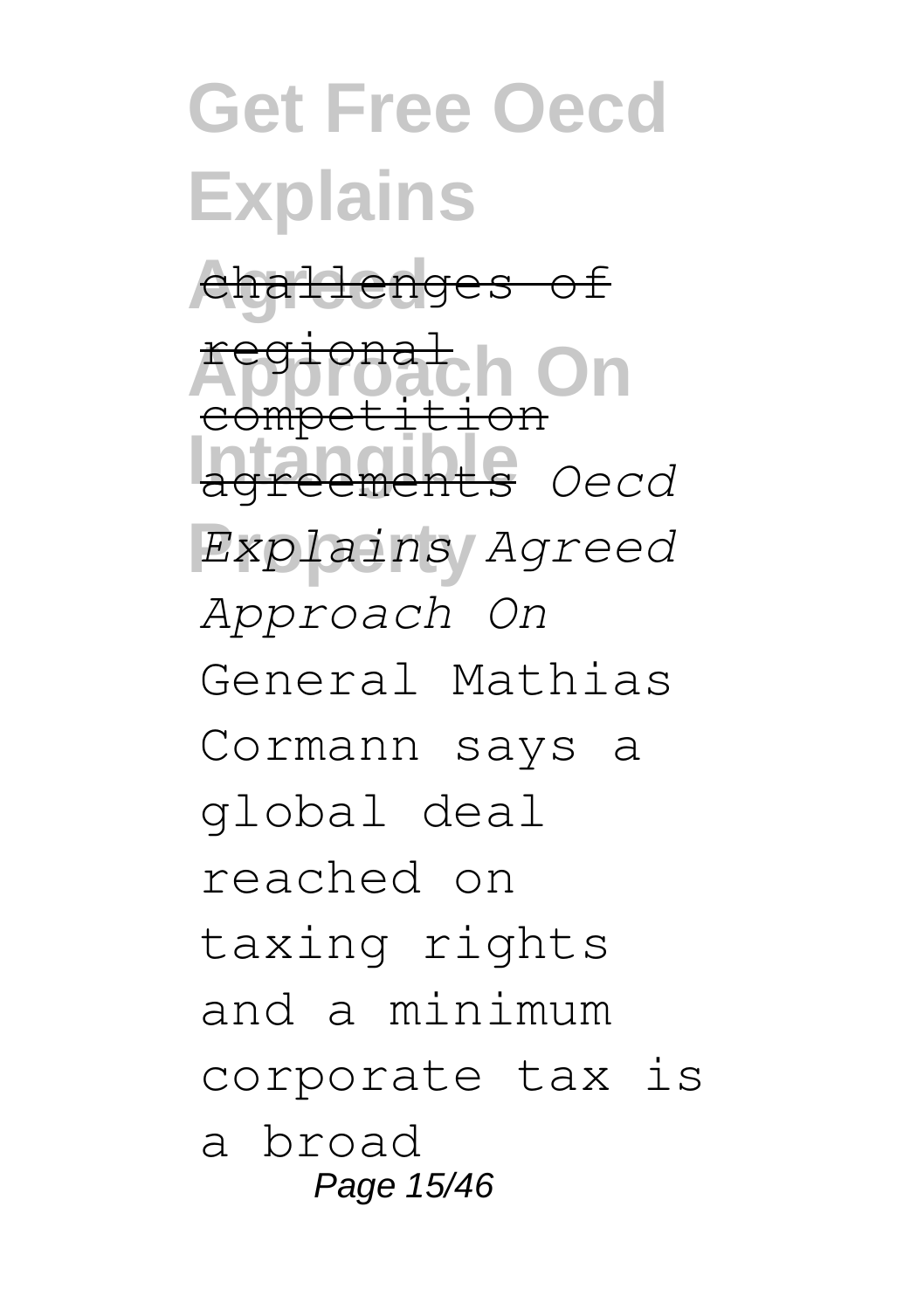challenges of regional competition agreements *Oecd Explains Agreed Approach On* General Mathias Cormann says a global deal reached on taxing rights and a minimum corporate tax is a broad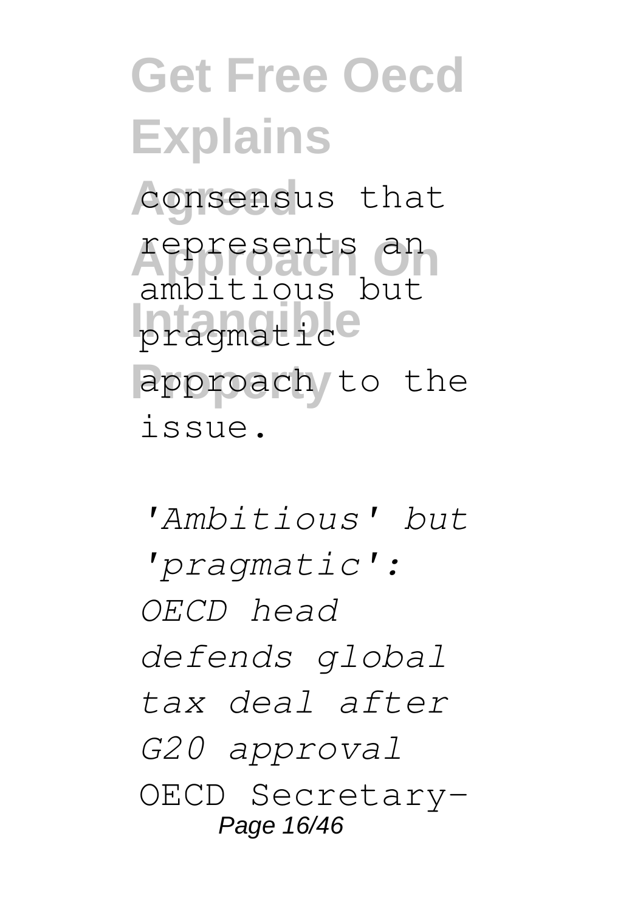consensus that represents an ambitious but pragmatic approach to the issue.

*'Ambitious' but 'pragmatic': OECD head defends global tax deal after G20 approval*

OECD Secretary-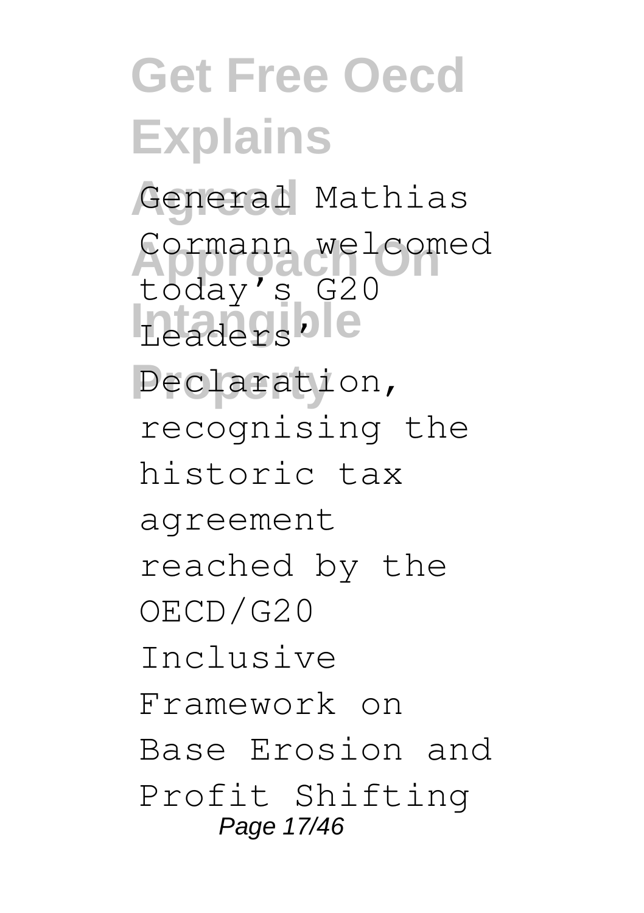General Mathias Cormann welcomed today's G20 Leaders' Declaration, recognising the historic tax agreement reached by the OECD/G20 Inclusive Framework on Base Erosion and Profit Shifting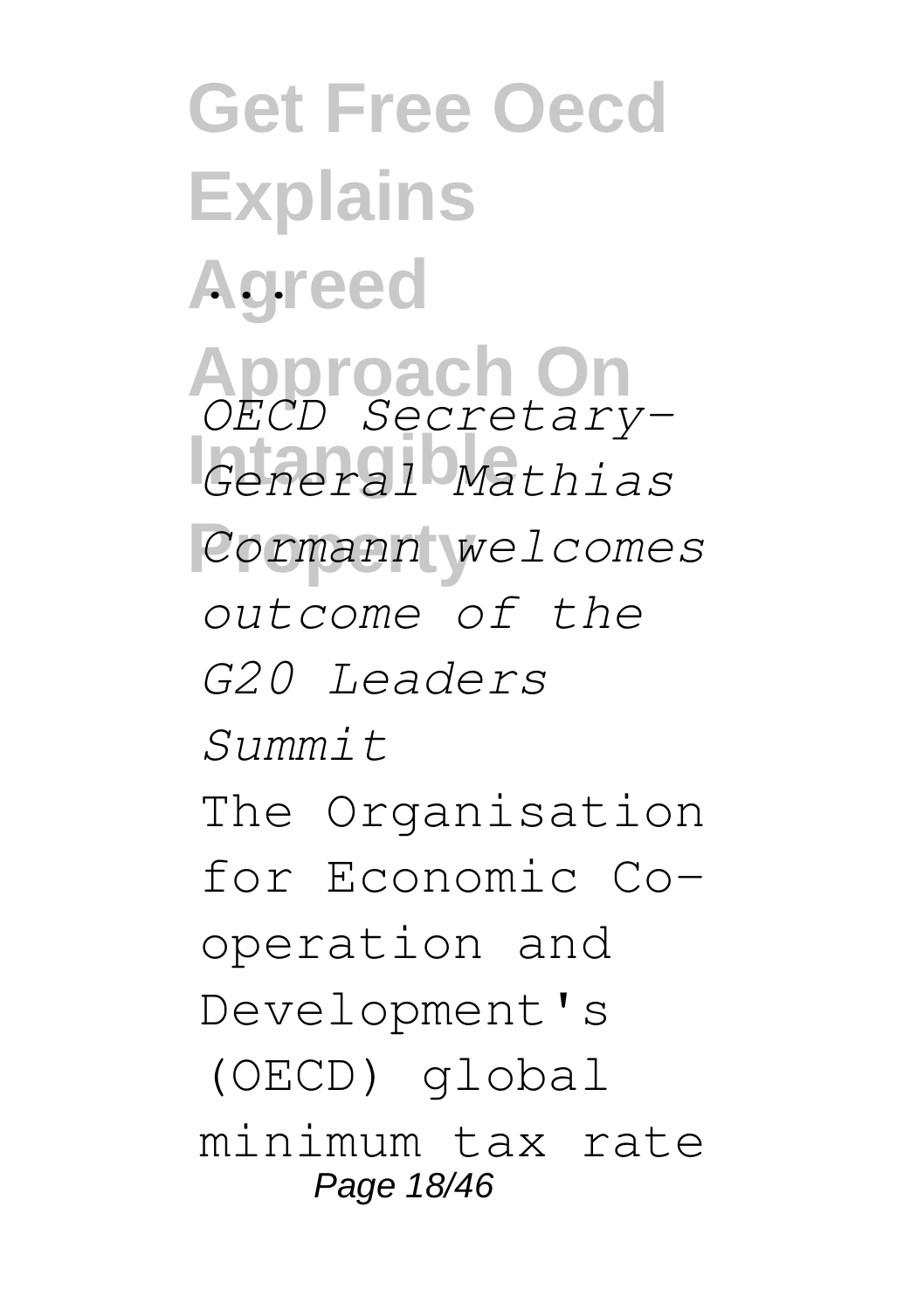...

*OECD Secretary-General Mathias Cormann welcomes outcome of the G20 Leaders Summit*

The Organisation for Economic Co-operation and Development's (OECD) global minimum tax rate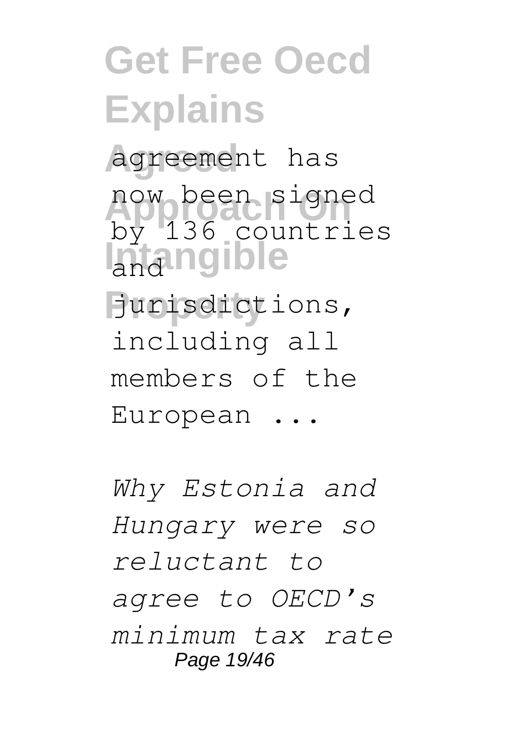agreement has now been signed by 136 countries and jurisdictions, including all members of the European ...

*Why Estonia and Hungary were so reluctant to agree to OECD's minimum tax rate*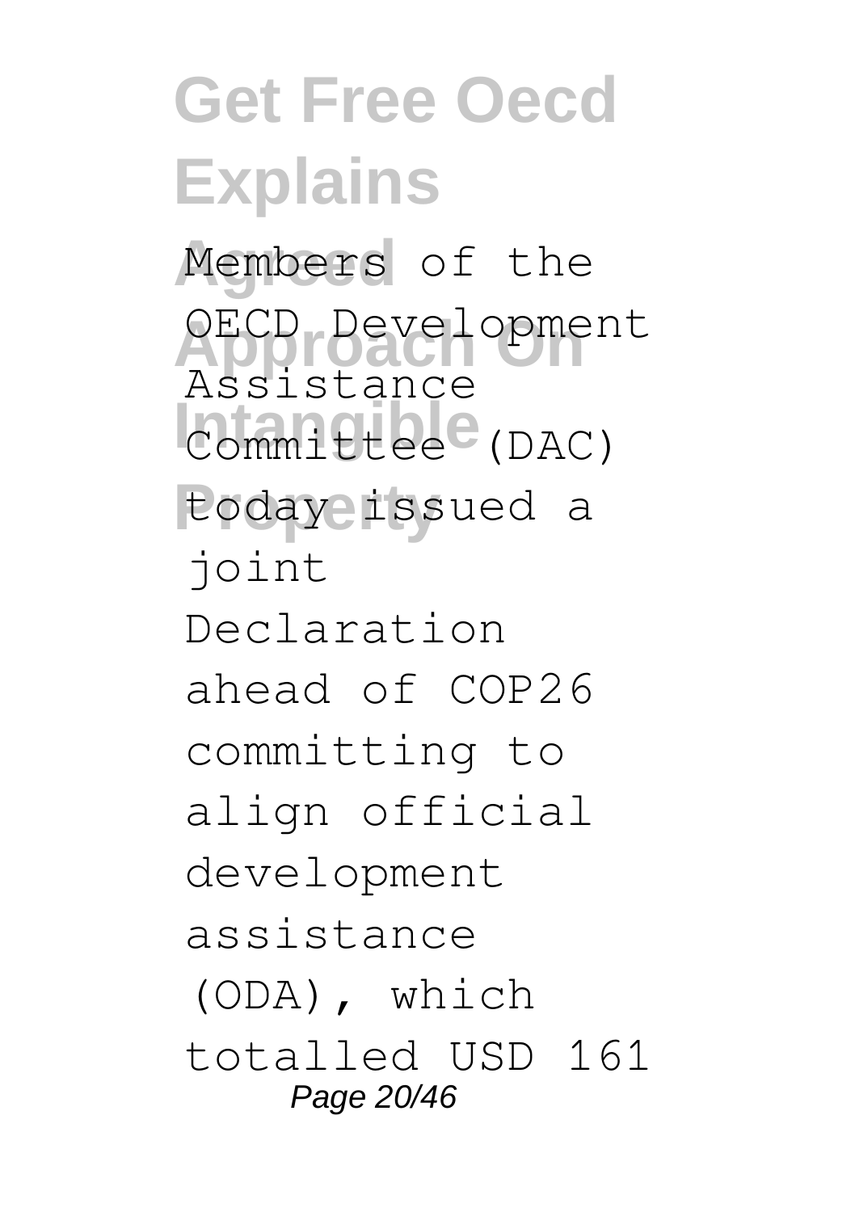Members of the OECD Development Assistance Committee (DAC) today issued a joint Declaration ahead of COP26 committing to align official development assistance (ODA), which totalled USD 161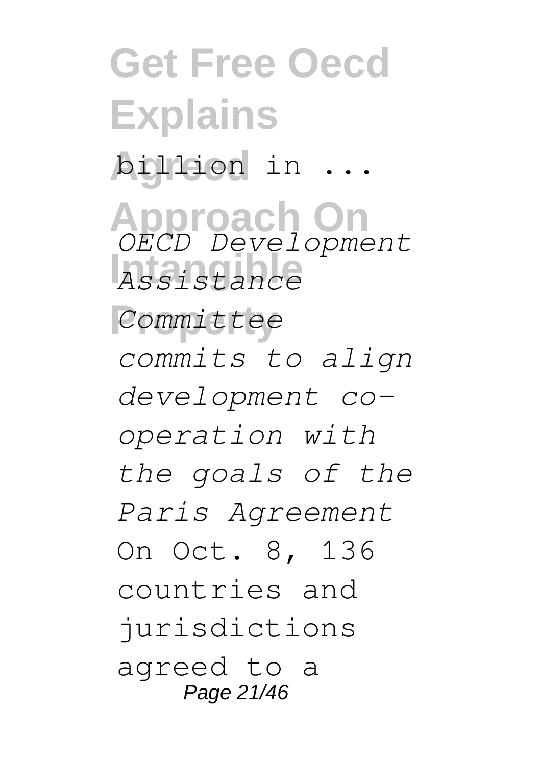billion in ...

*OECD Development Assistance Committee commits to align development co-operation with the goals of the Paris Agreement*

On Oct. 8, 136 countries and jurisdictions agreed to a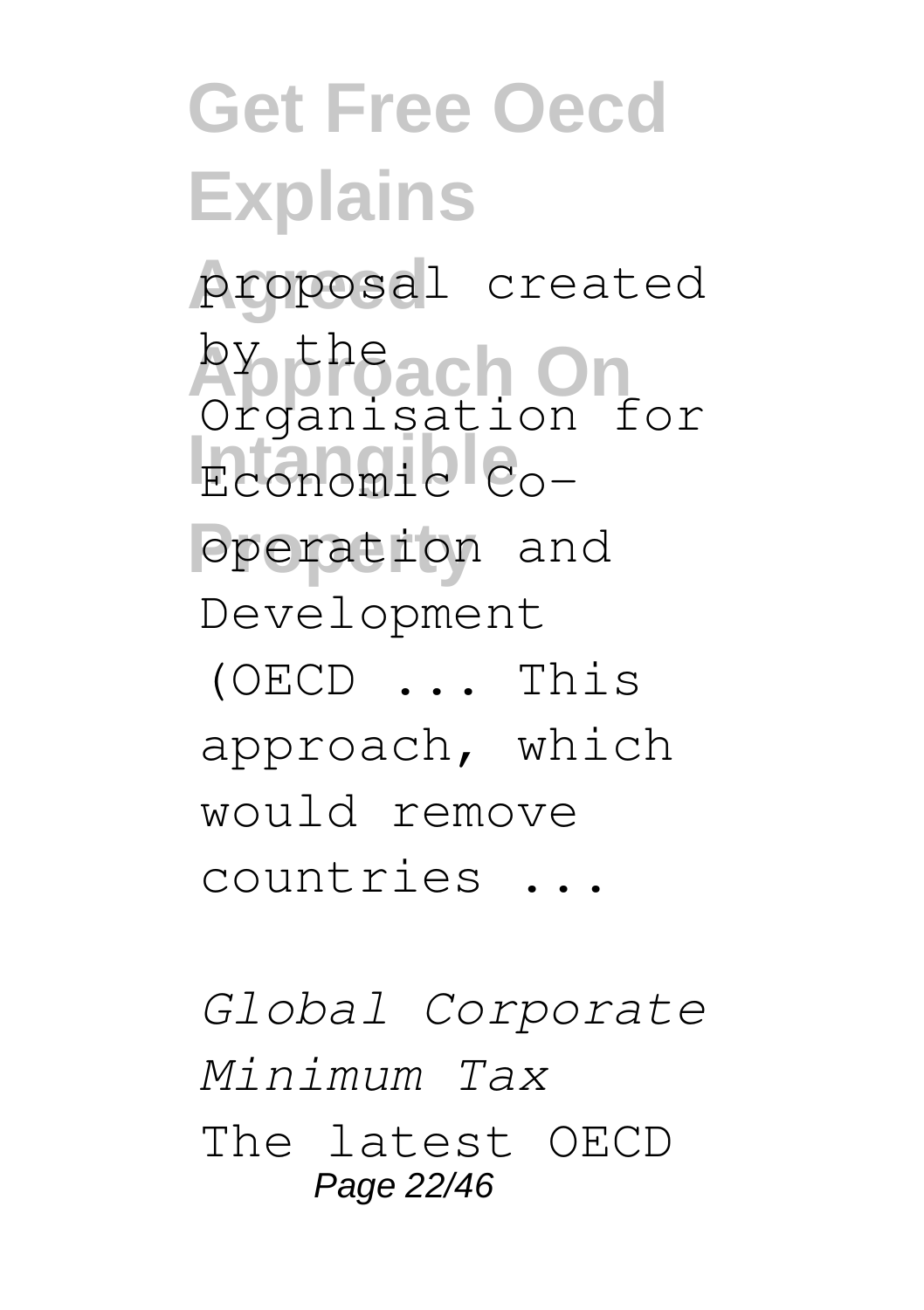proposal created by the Organisation for Economic Co-operation and Development (OECD ... This approach, which would remove countries ...

*Global Corporate Minimum Tax*

The latest OECD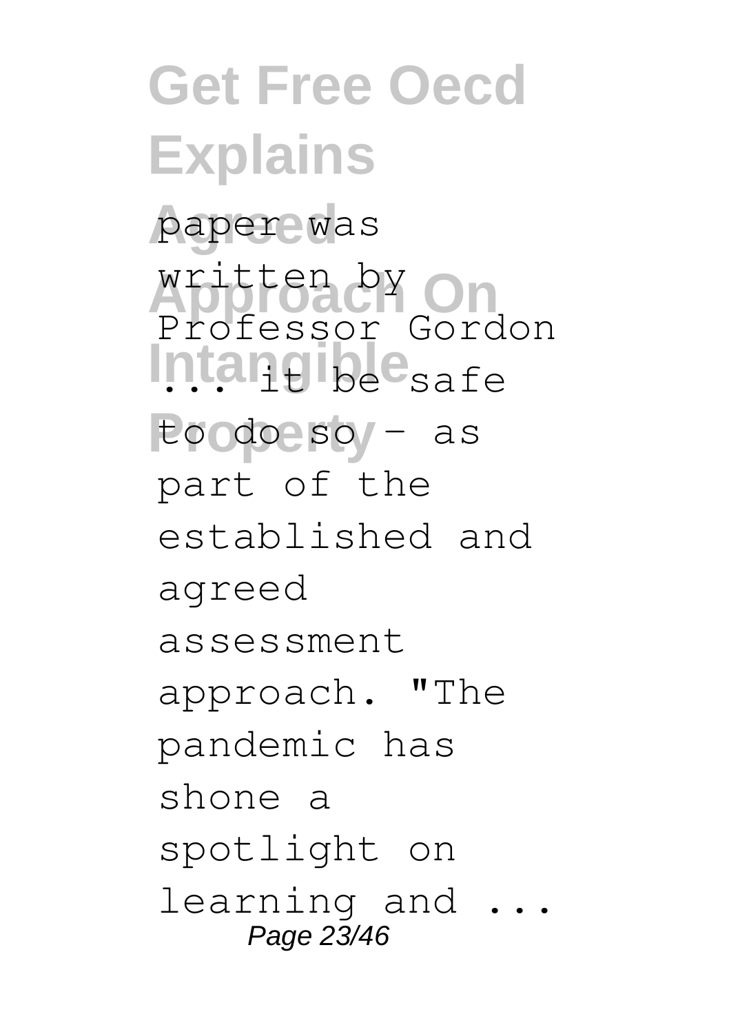paper was written by Professor Gordon ... it be safe to do so – as part of the established and agreed assessment approach. "The pandemic has shone a spotlight on learning and ...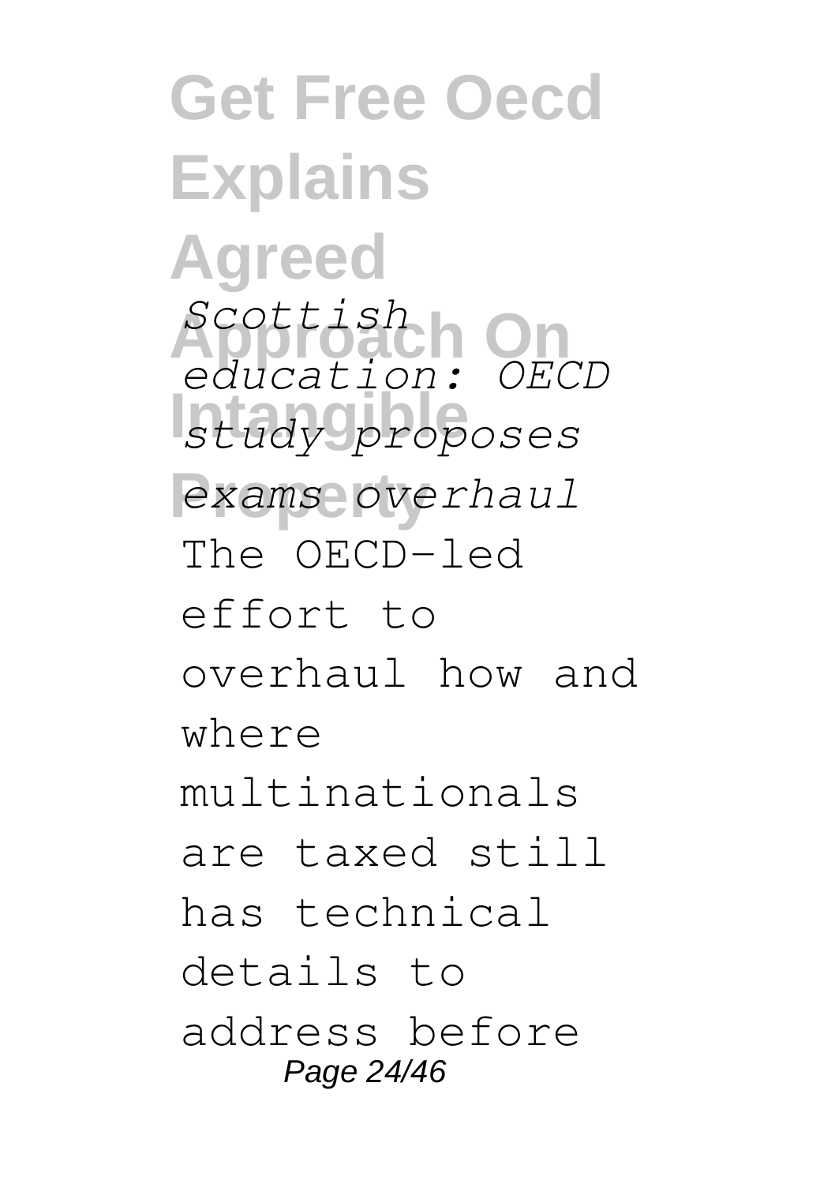*Scottish education: OECD study proposes exams overhaul*

The OECD-led effort to overhaul how and where multinationals are taxed still has technical details to address before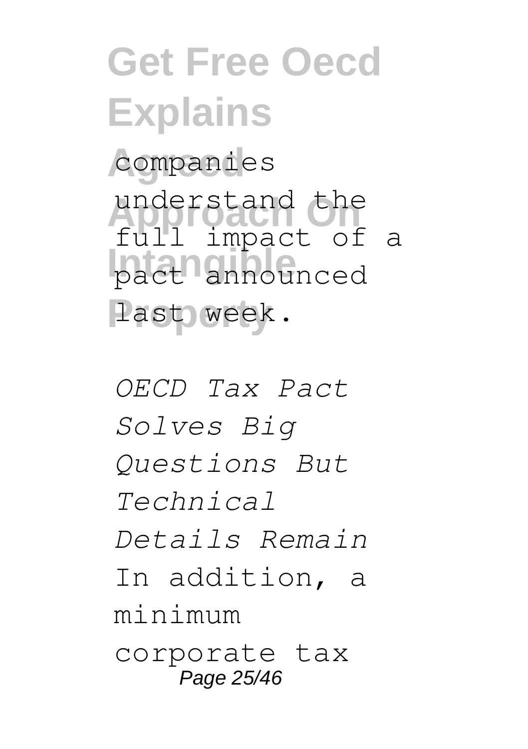companies understand the full impact of a pact announced last week.

*OECD Tax Pact Solves Big Questions But Technical Details Remain*

In addition, a minimum corporate tax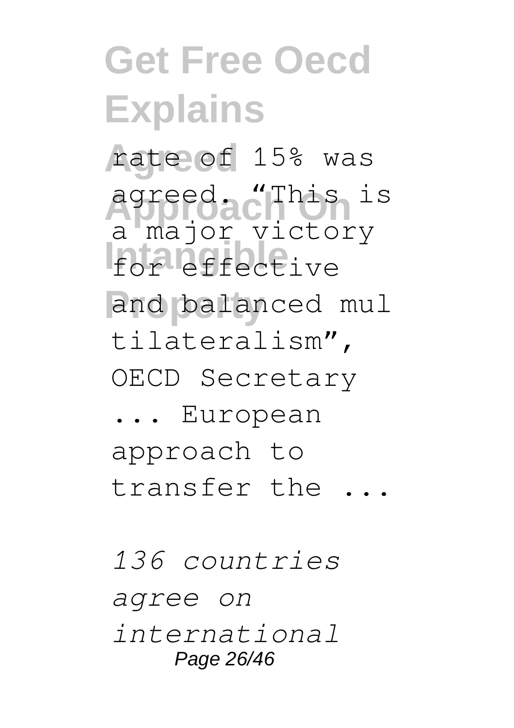rate of 15% was agreed. "This is a major victory for effective and balanced multilateralism", OECD Secretary ... European approach to transfer the ...

*136 countries agree on international*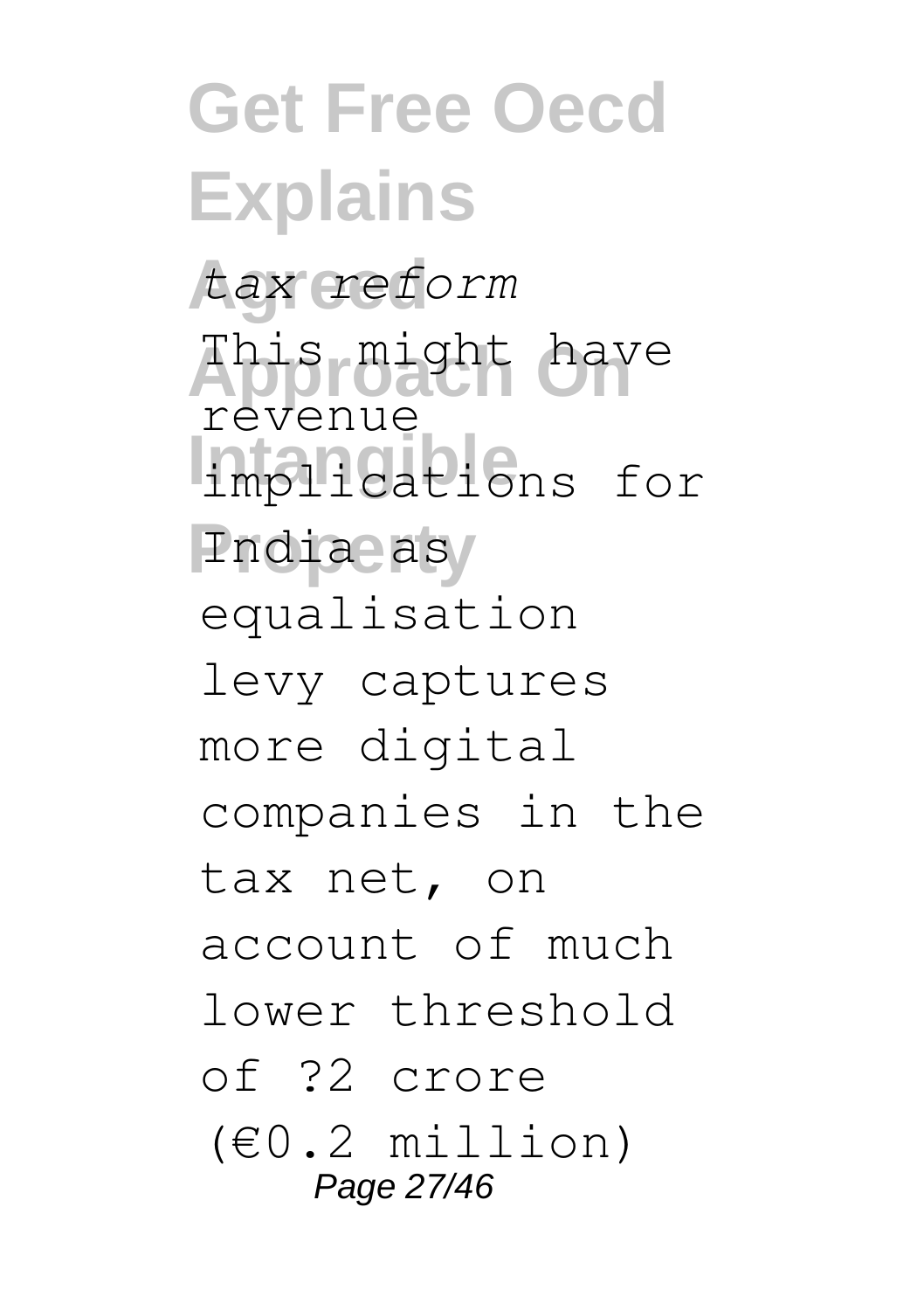*tax reform*

This might have revenue implications for India as equalisation levy captures more digital companies in the tax net, on account of much lower threshold of ?2 crore (€0.2 million)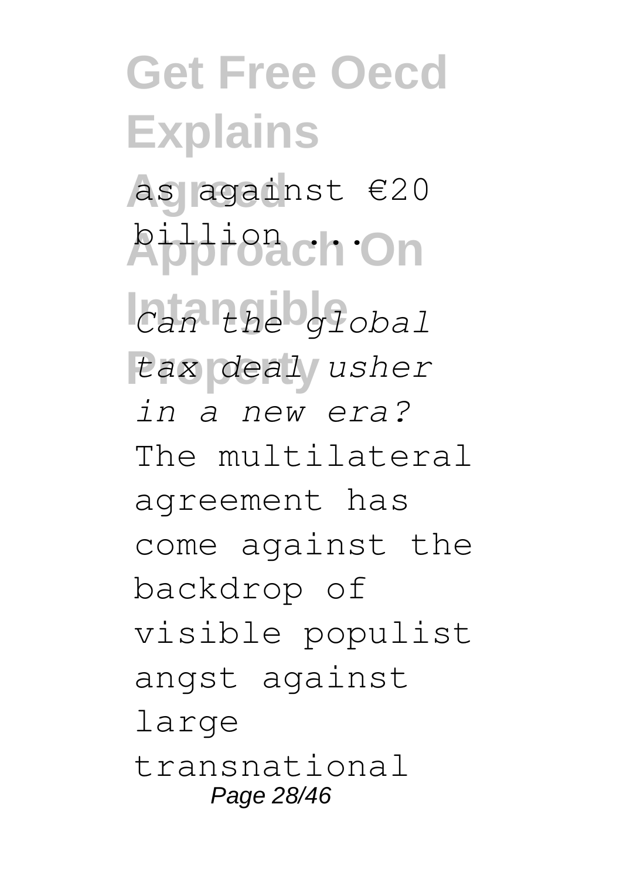as against €20 billion ...

*Can the global tax deal usher in a new era?*

The multilateral agreement has come against the backdrop of visible populist angst against large transnational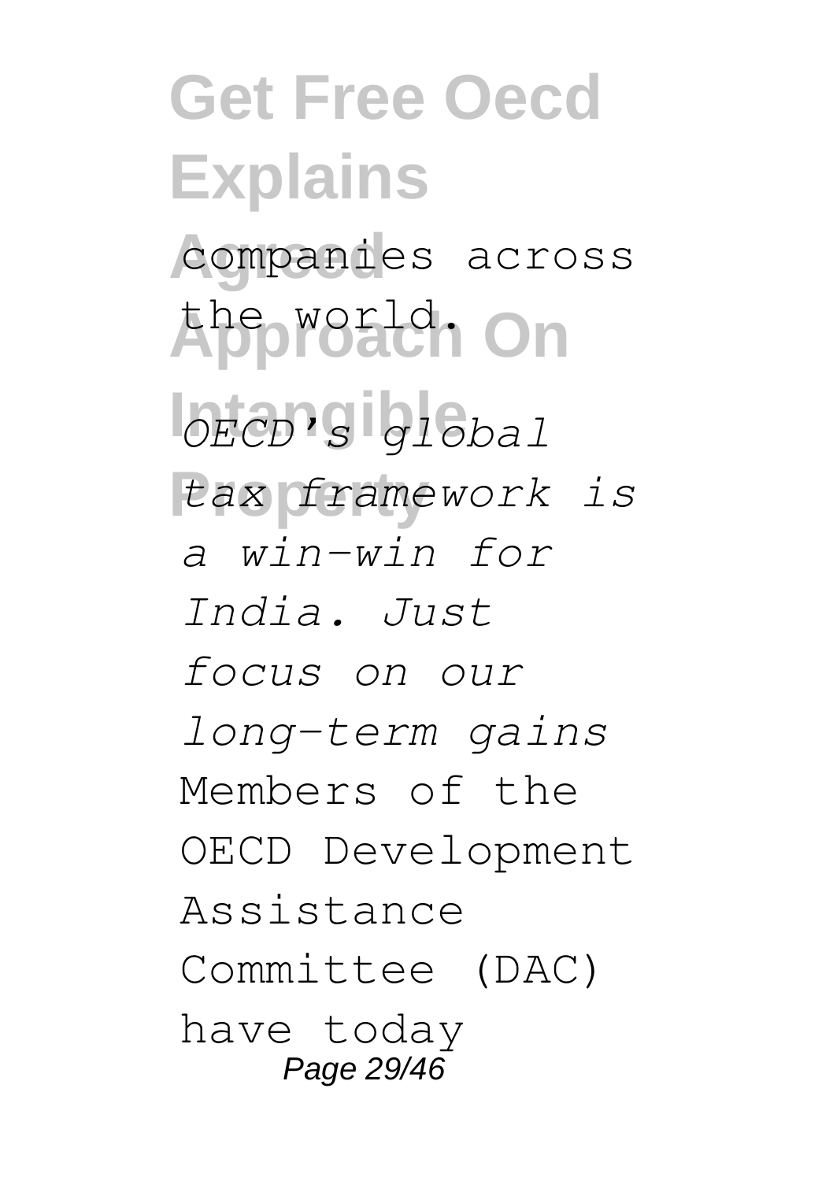companies across the world.

*OECD's global tax framework is a win-win for India. Just focus on our long-term gains*

Members of the OECD Development Assistance Committee (DAC) have today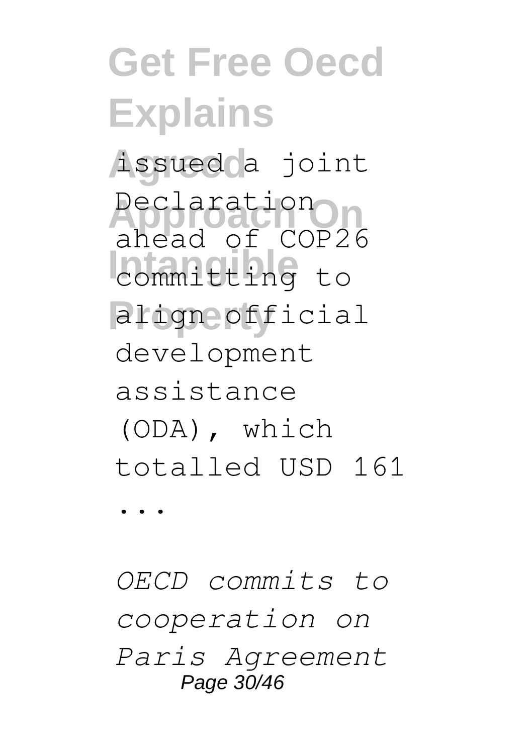issued a joint Declaration ahead of COP26 committing to align official development assistance (ODA), which totalled USD 161 ...

*OECD commits to cooperation on Paris Agreement*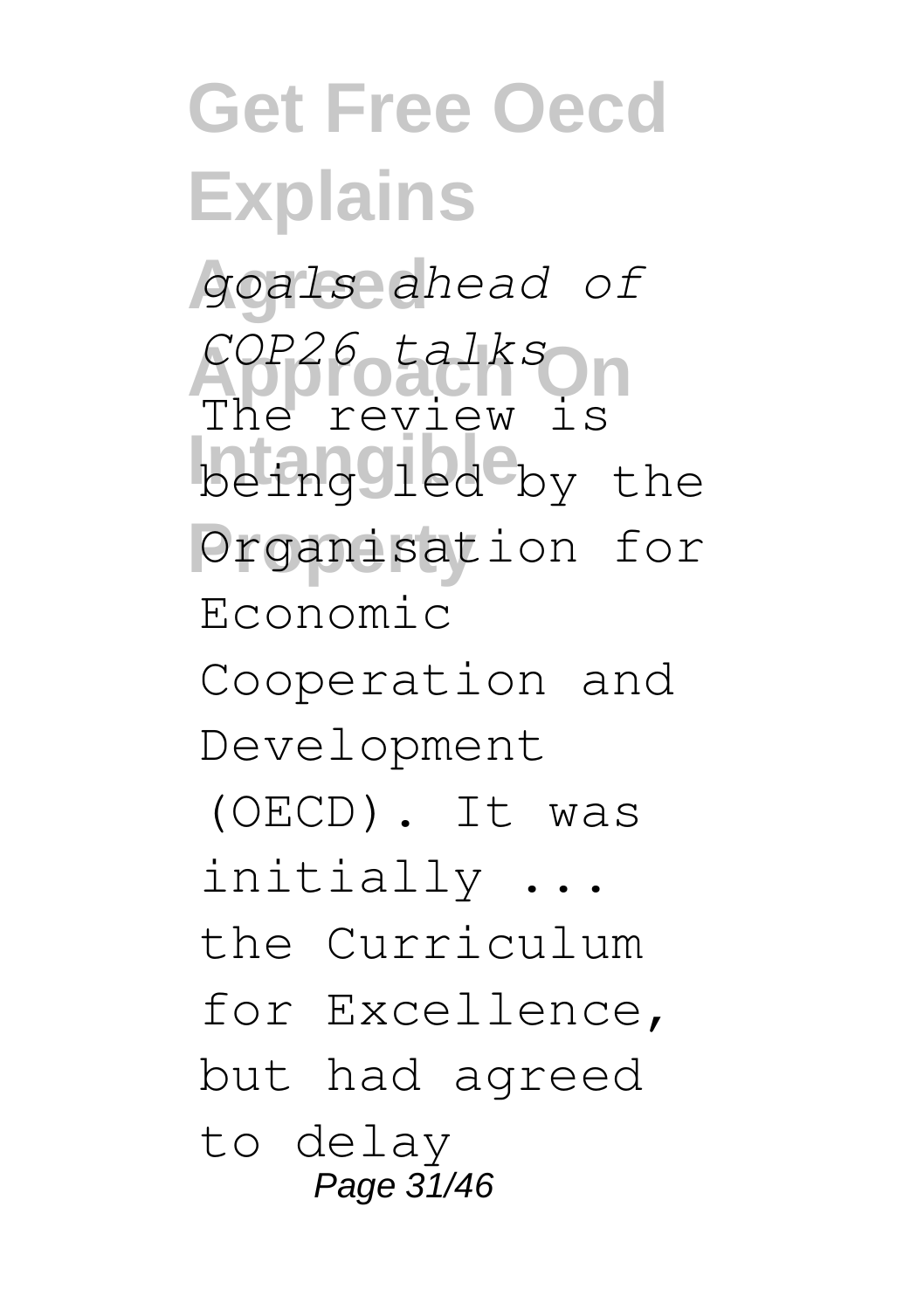*goals ahead of COP26 talks*

The review is being led by the Organisation for Economic Cooperation and Development (OECD). It was initially ... the Curriculum for Excellence, but had agreed to delay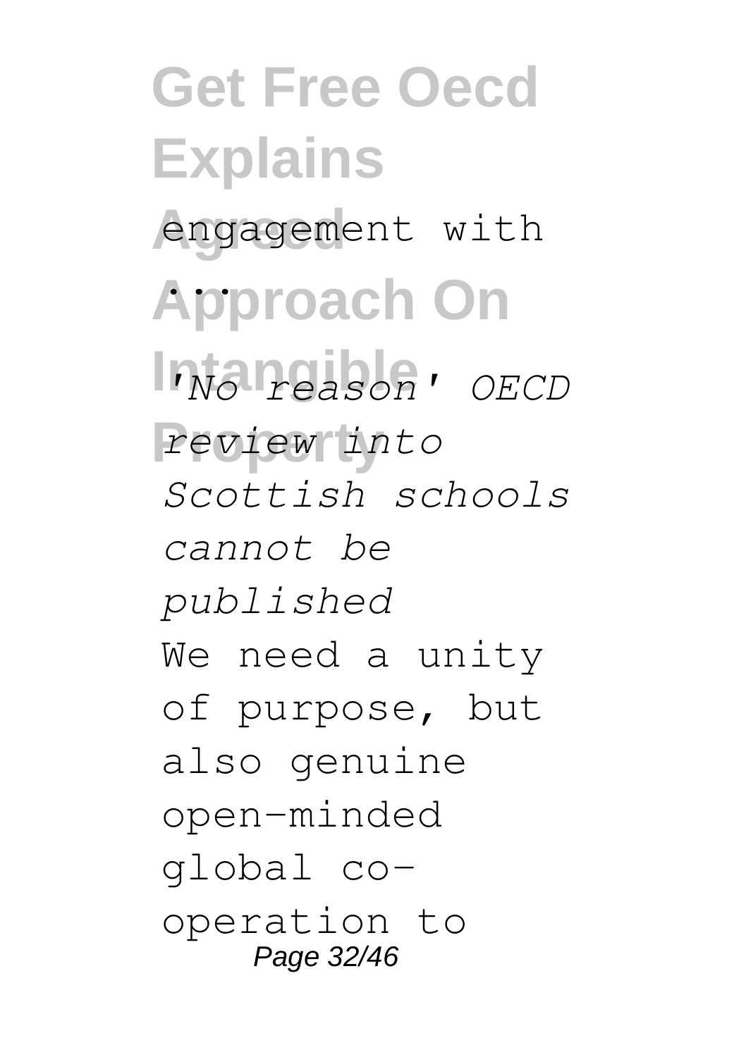engagement with ...

*'No reason' OECD review into Scottish schools cannot be published*

We need a unity of purpose, but also genuine open-minded global co-operation to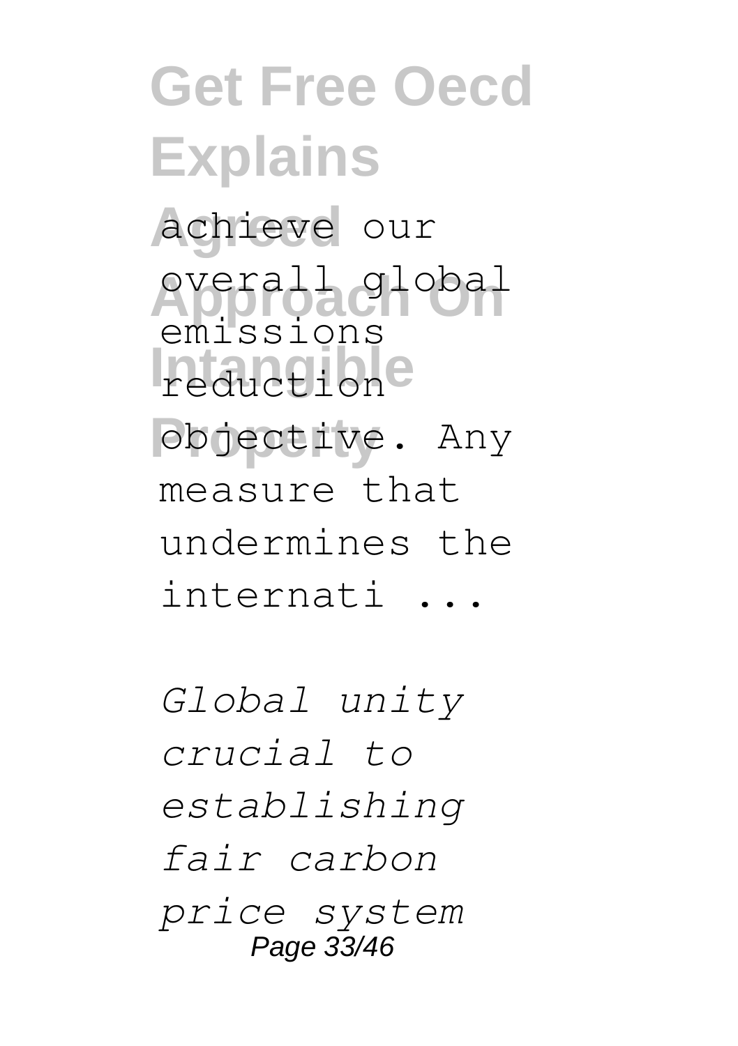achieve our overall global emissions reduction objective. Any measure that undermines the internati ...

*Global unity crucial to establishing fair carbon price system*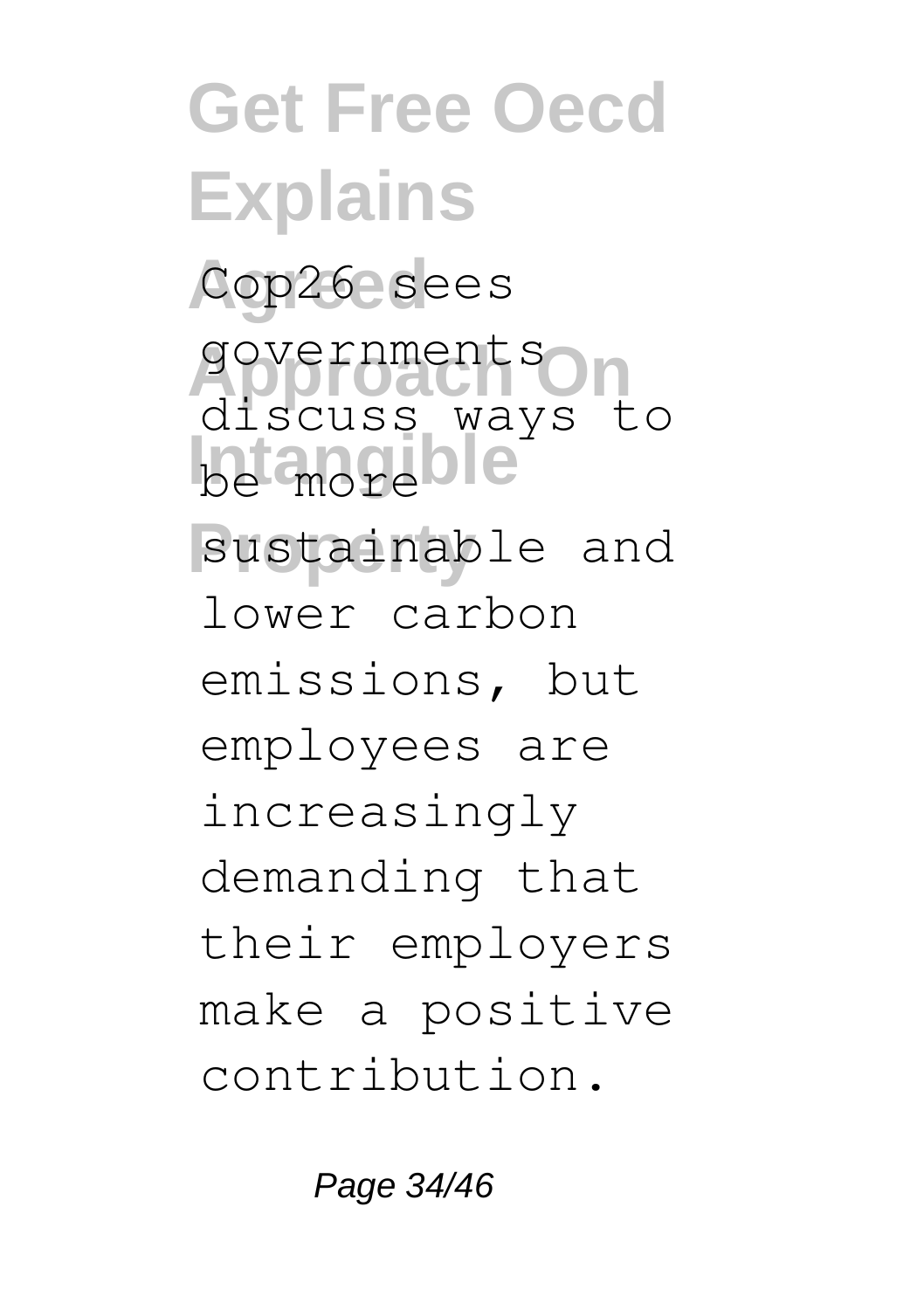Cop26 sees governments discuss ways to be more sustainable and lower carbon emissions, but employees are increasingly demanding that their employers make a positive contribution.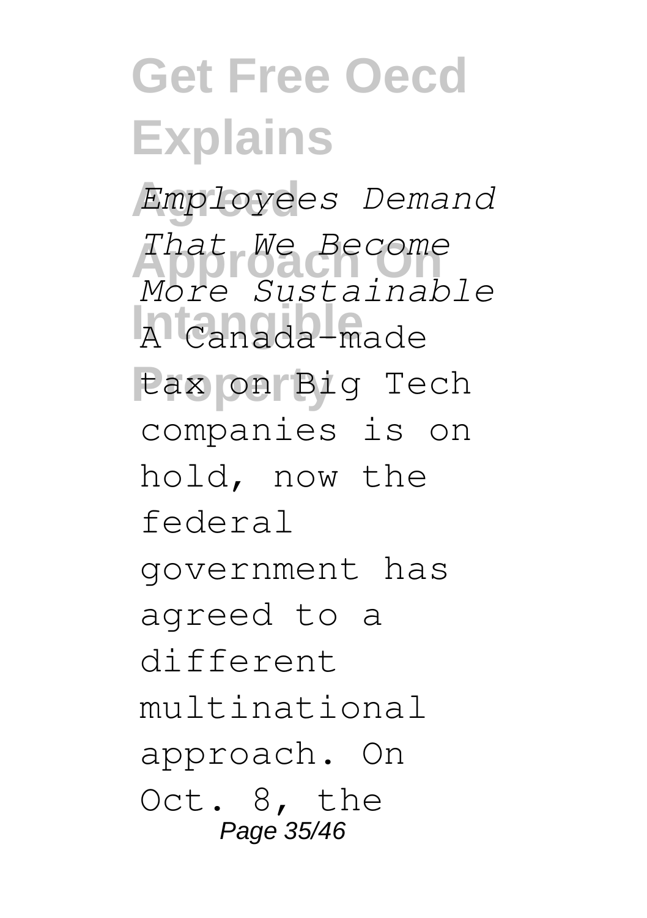*Employees Demand That We Become More Sustainable*

A Canada-made tax on Big Tech companies is on hold, now the federal government has agreed to a different multinational approach. On Oct. 8, the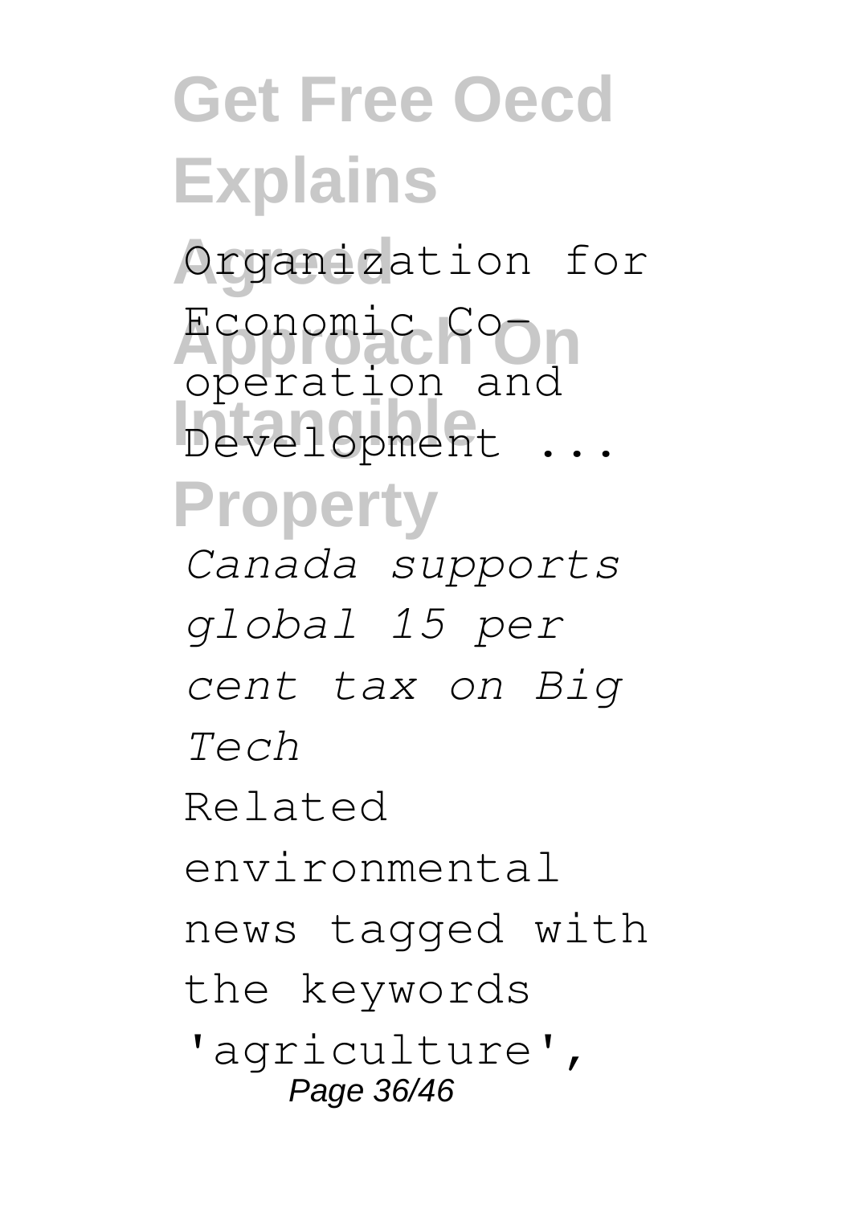Organization for Economic Co-operation and Development ...

*Canada supports global 15 per cent tax on Big Tech*

Related environmental news tagged with the keywords 'agriculture',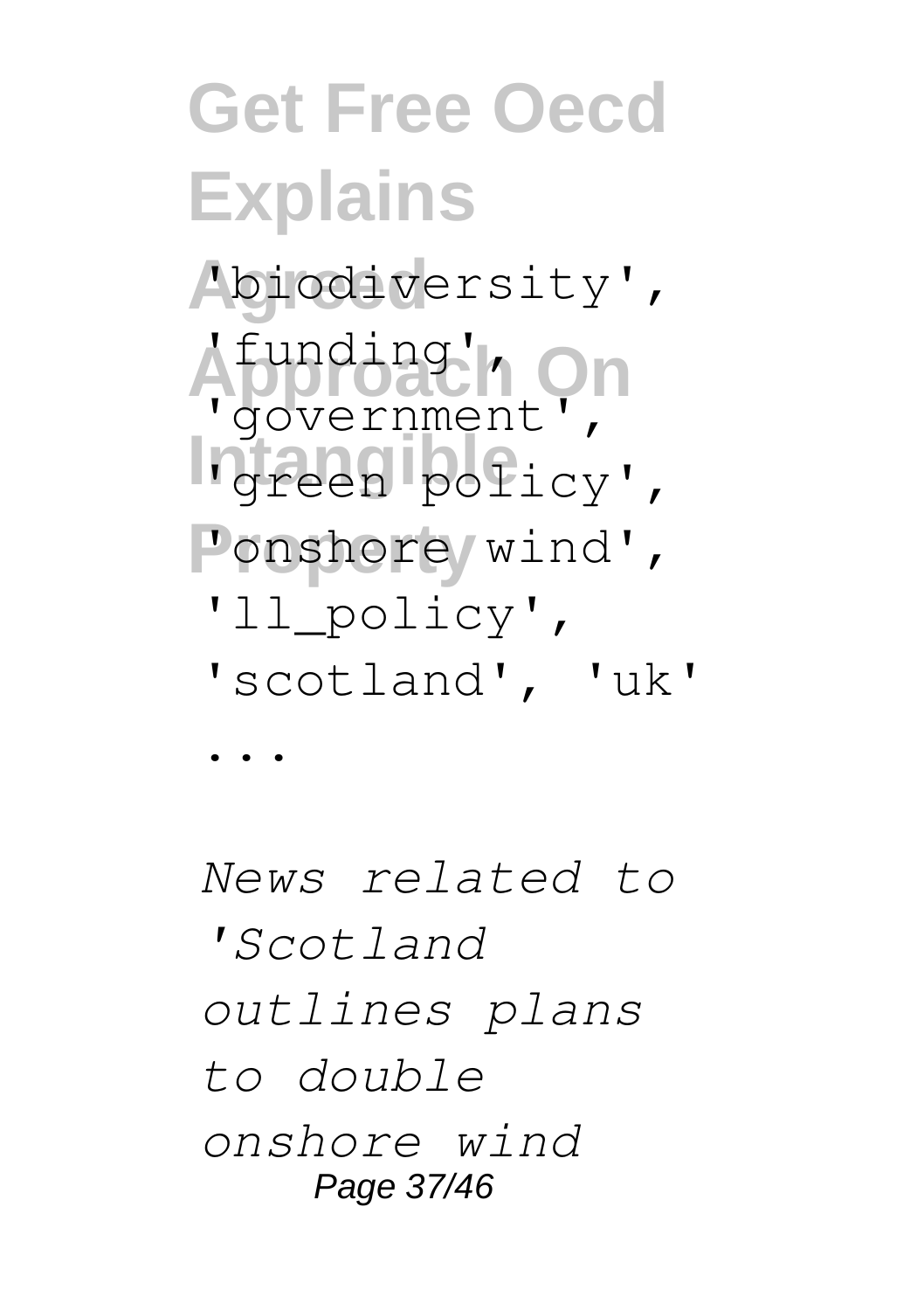'biodiversity', 'funding', 'government', 'green policy', 'onshore wind', 'll_policy', 'scotland', 'uk' ...

*News related to 'Scotland outlines plans to double onshore wind*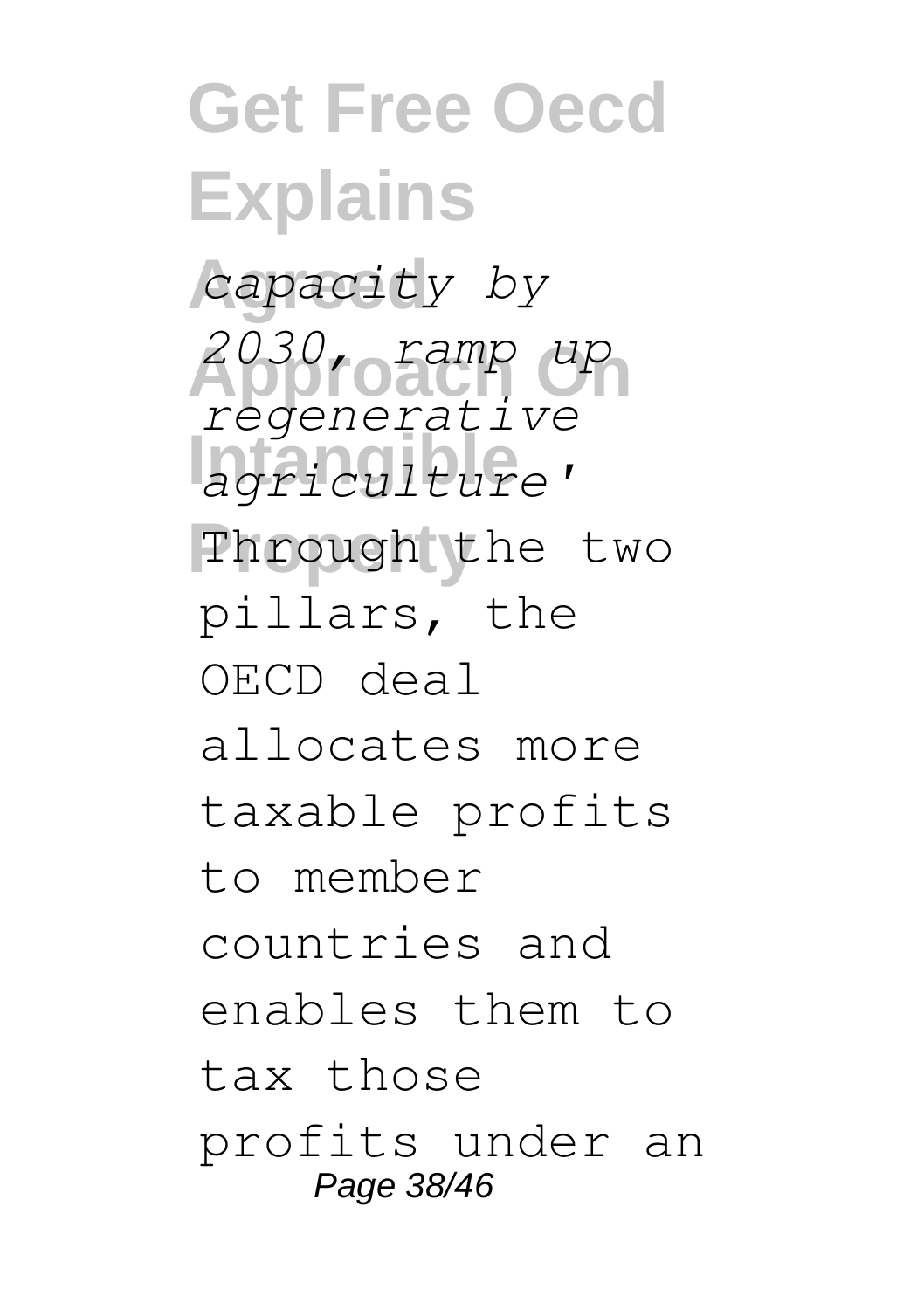*capacity by 2030, ramp up regenerative agriculture'*

Through the two pillars, the OECD deal allocates more taxable profits to member countries and enables them to tax those profits under an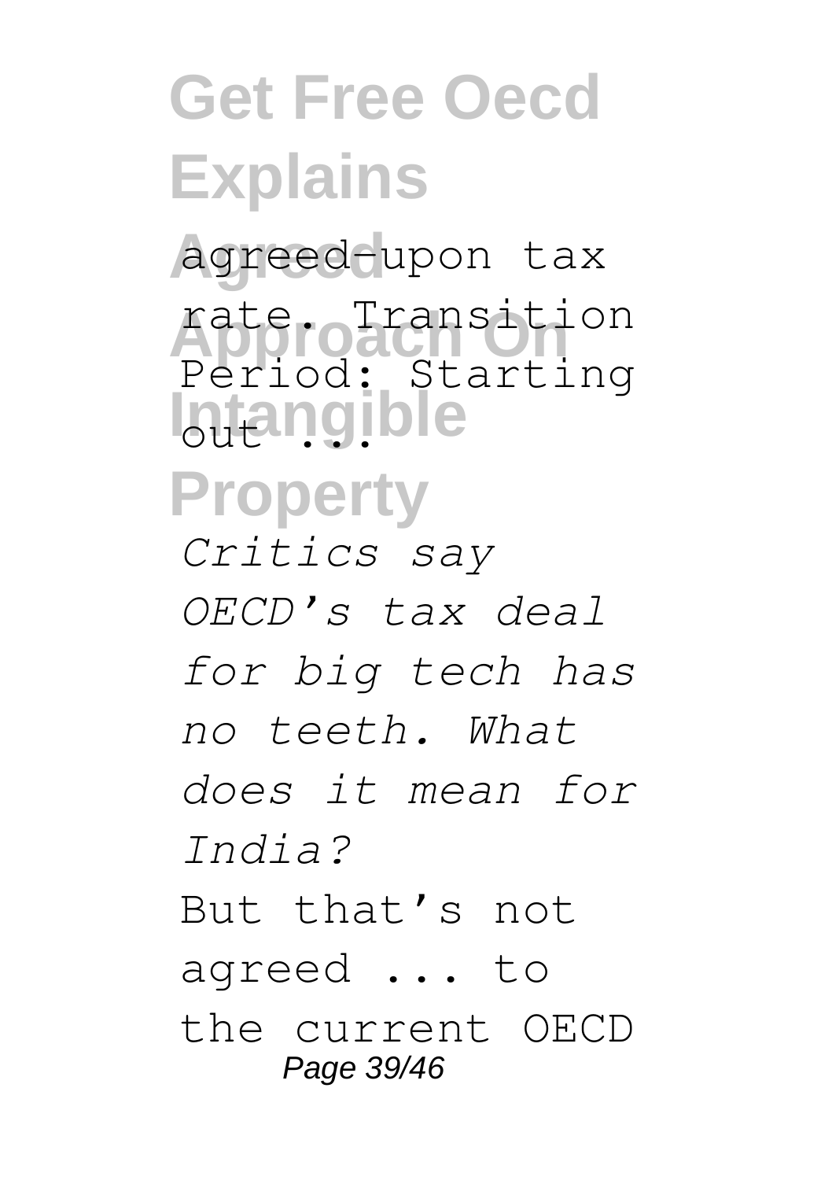agreed-upon tax rate. Transition Period: Starting out ...

*Critics say OECD's tax deal for big tech has no teeth. What does it mean for India?*

But that's not agreed ... to the current OECD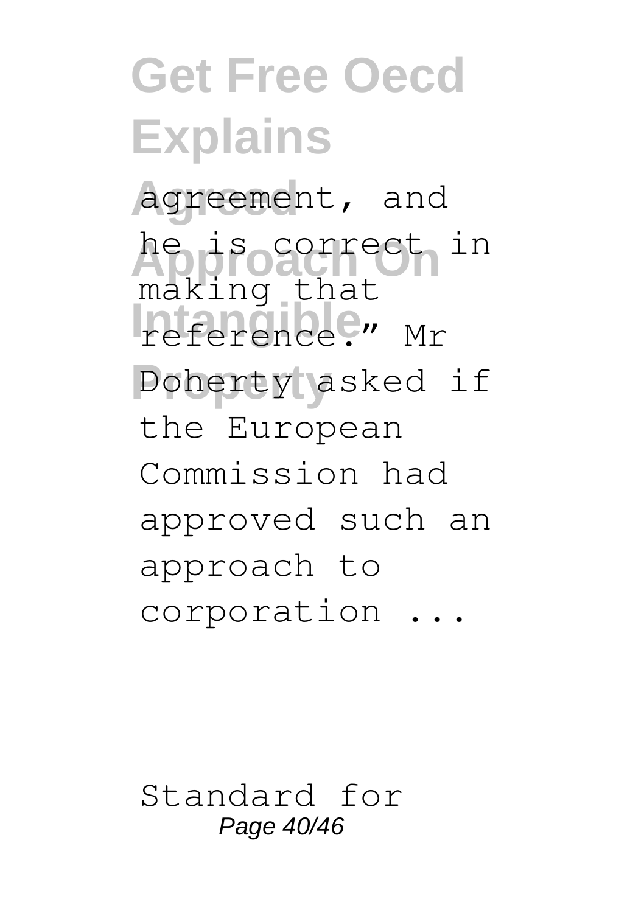agreement, and he is correct in making that reference." Mr Doherty asked if the European Commission had approved such an approach to corporation ...

Standard for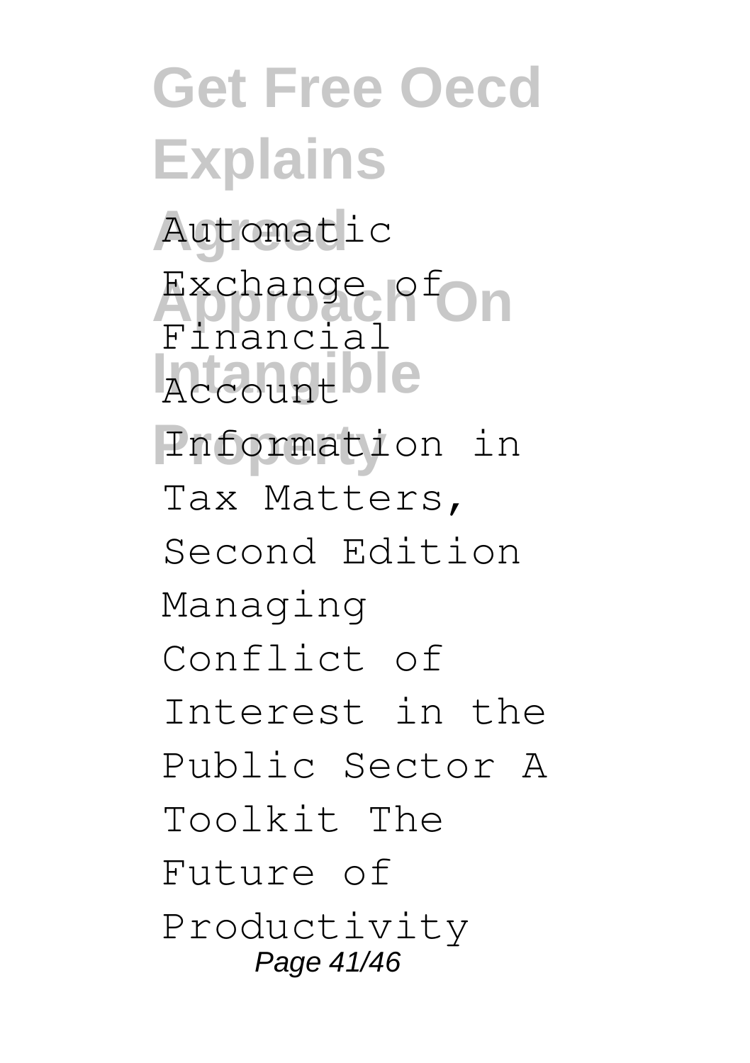Automatic Exchange of Financial Account Information in Tax Matters, Second Edition Managing Conflict of Interest in the Public Sector A Toolkit The Future of Productivity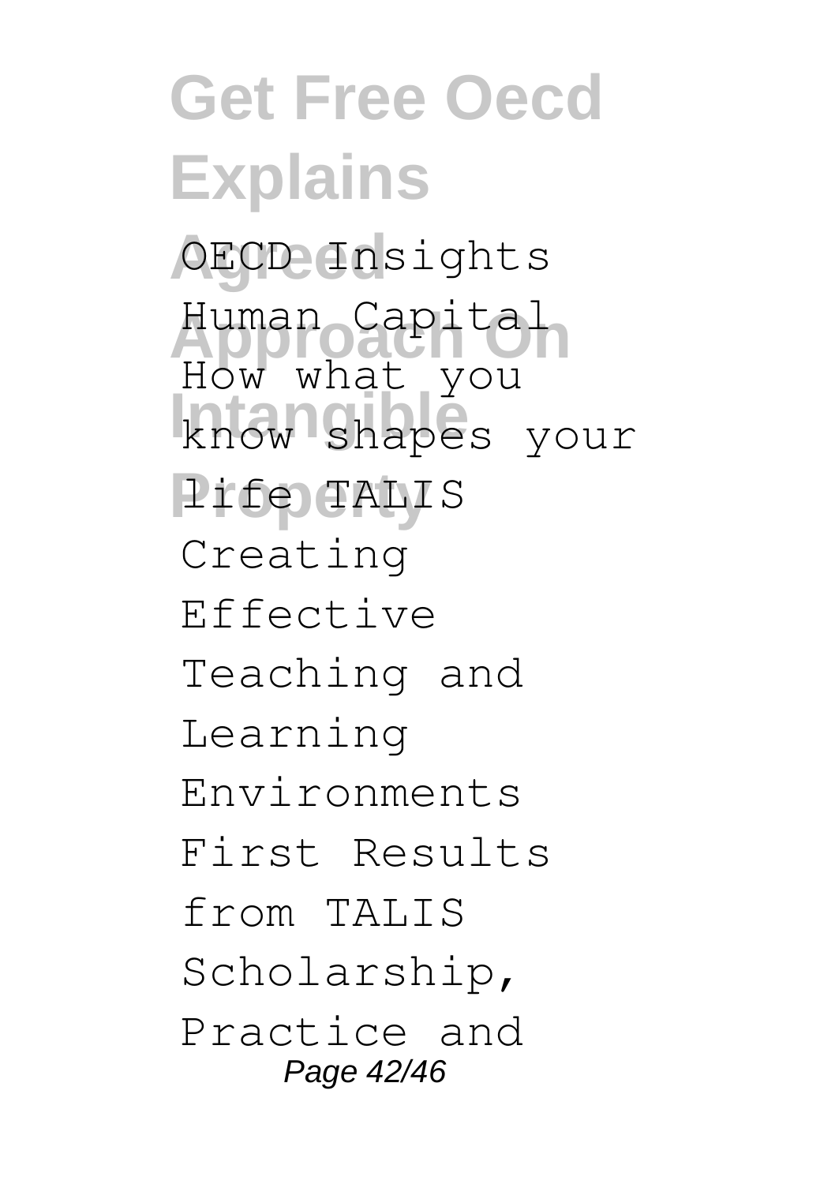OECD Insights Human Capital How what you know shapes your life TALIS Creating Effective Teaching and Learning Environments First Results from TALIS Scholarship, Practice and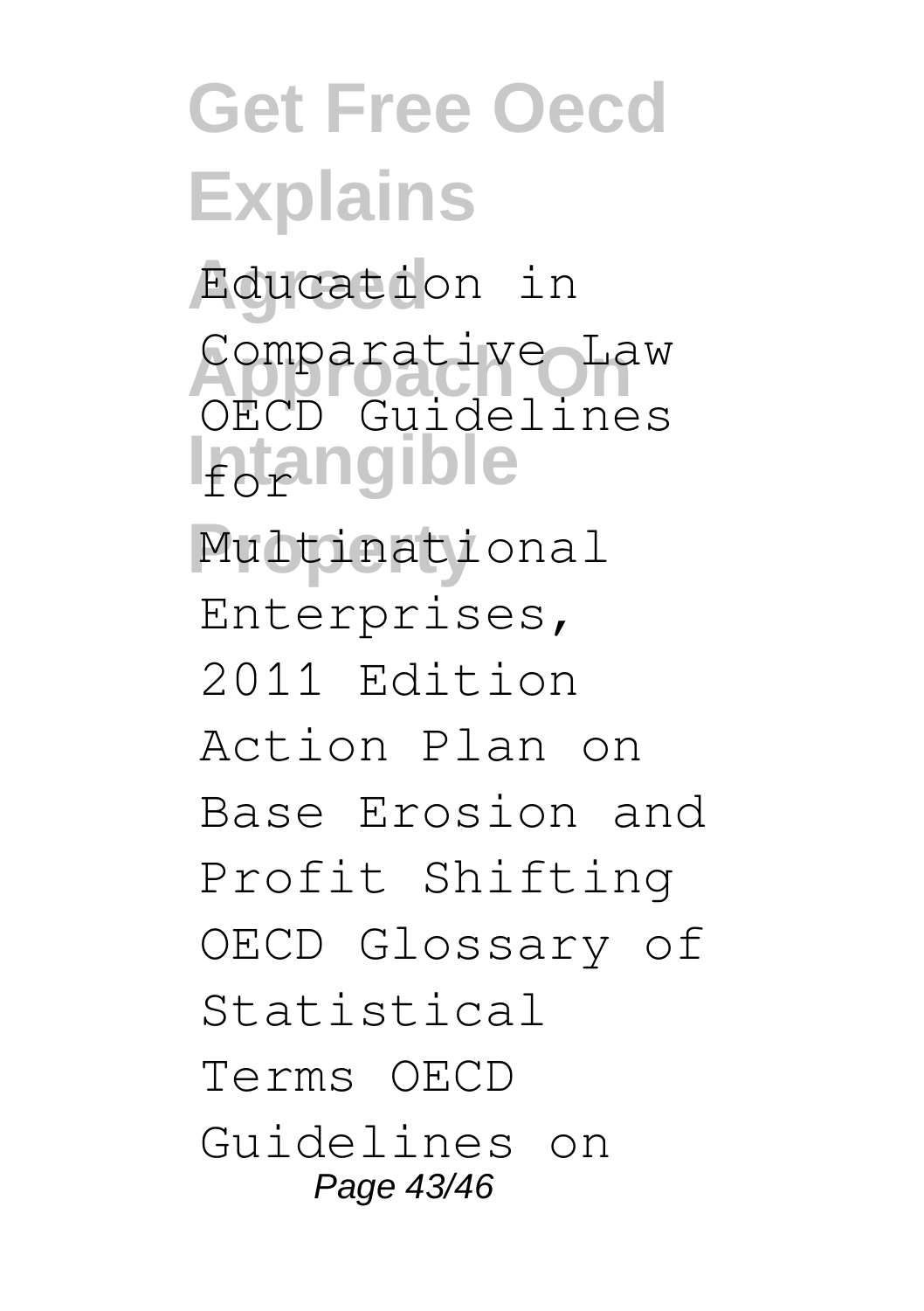Education in Comparative Law OECD Guidelines for Multinational Enterprises, 2011 Edition Action Plan on Base Erosion and Profit Shifting OECD Glossary of Statistical Terms OECD Guidelines on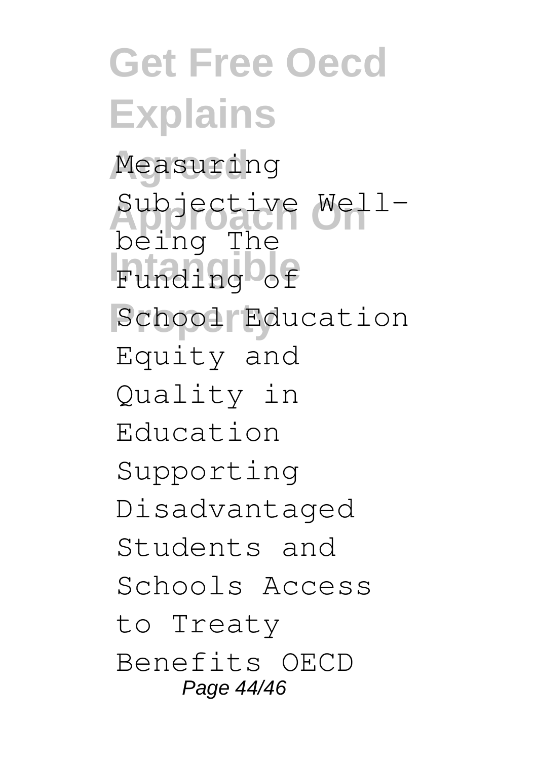Measuring Subjective Well-being The Funding of School Education Equity and Quality in Education Supporting Disadvantaged Students and Schools Access to Treaty Benefits OECD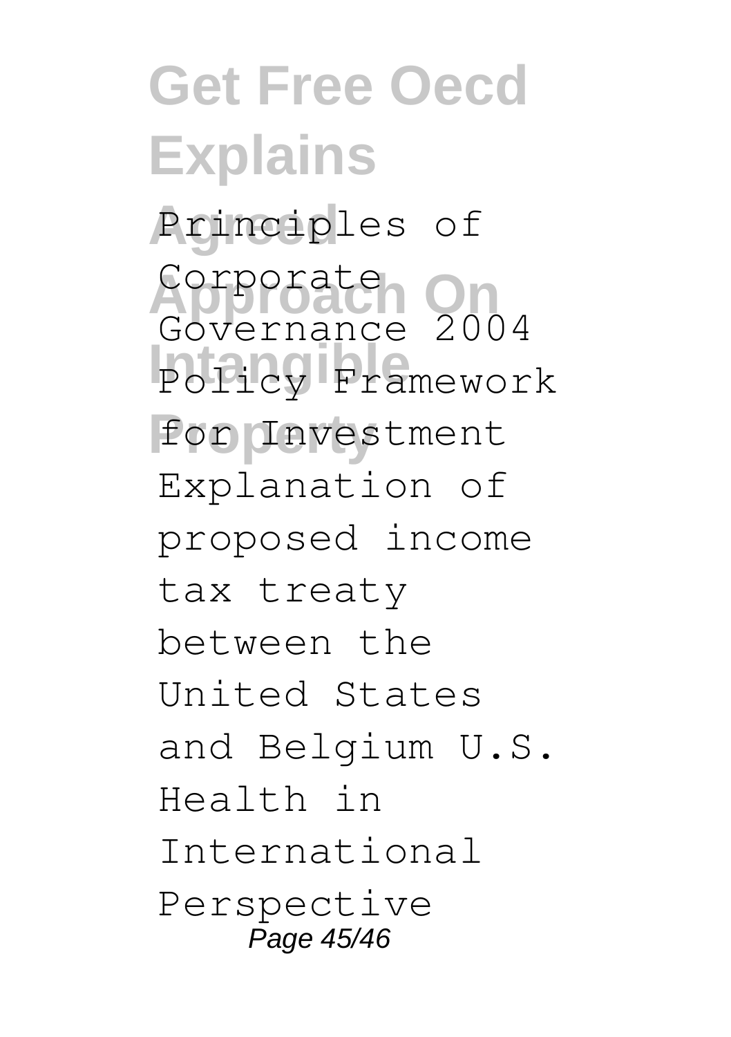Principles of Corporate Governance 2004 Policy Framework for Investment Explanation of proposed income tax treaty between the United States and Belgium U.S. Health in International Perspective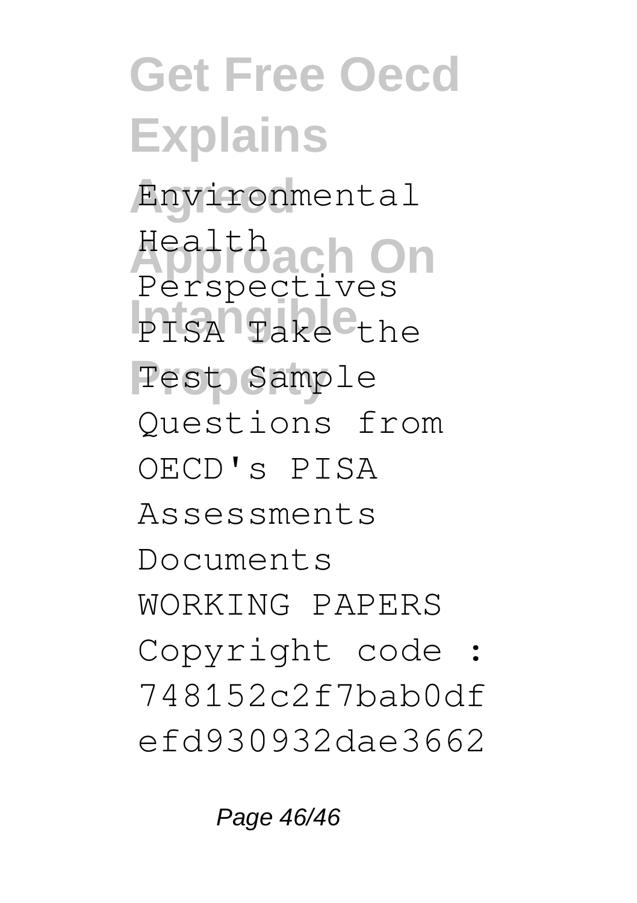Environmental Health Perspectives PISA Take the Test Sample Questions from OECD's PISA Assessments Documents WORKING PAPERS Copyright code : 748152c2f7bab0dfefd930932dae3662